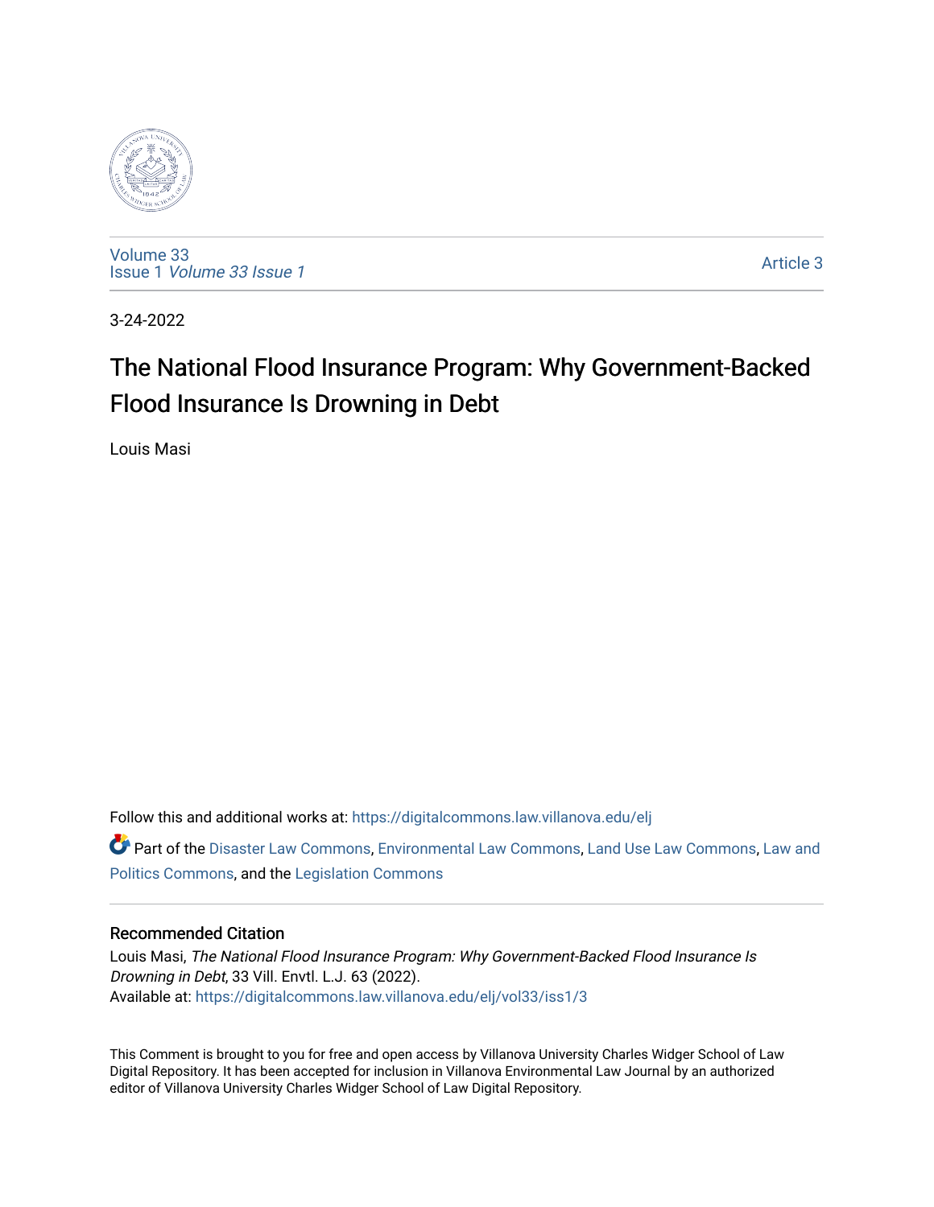Volume 33
Issue 1 *Volume 33 Issue 1*

Article 3

3-24-2022

# The National Flood Insurance Program: Why Government-Backed Flood Insurance Is Drowning in Debt

Louis Masi

Follow this and additional works at: https://digitalcommons.law.villanova.edu/elj

Part of the Disaster Law Commons, Environmental Law Commons, Land Use Law Commons, Law and Politics Commons, and the Legislation Commons

## Recommended Citation

Louis Masi, *The National Flood Insurance Program: Why Government-Backed Flood Insurance Is Drowning in Debt*, 33 Vill. Envtl. L.J. 63 (2022).
Available at: https://digitalcommons.law.villanova.edu/elj/vol33/iss1/3

This Comment is brought to you for free and open access by Villanova University Charles Widger School of Law Digital Repository. It has been accepted for inclusion in Villanova Environmental Law Journal by an authorized editor of Villanova University Charles Widger School of Law Digital Repository.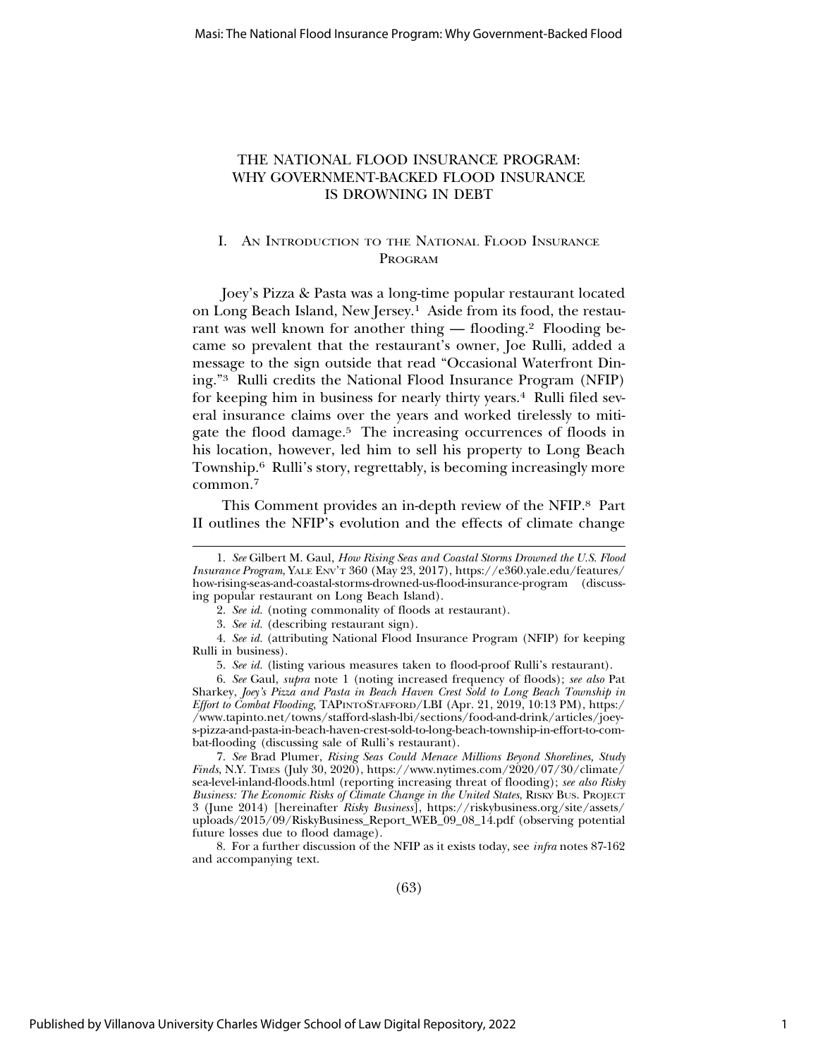# THE NATIONAL FLOOD INSURANCE PROGRAM: WHY GOVERNMENT-BACKED FLOOD INSURANCE IS DROWNING IN DEBT

## I. An Introduction to the National Flood Insurance Program

Joey's Pizza & Pasta was a long-time popular restaurant located on Long Beach Island, New Jersey.[1] Aside from its food, the restaurant was well known for another thing — flooding.[2] Flooding became so prevalent that the restaurant's owner, Joe Rulli, added a message to the sign outside that read "Occasional Waterfront Dining."[3] Rulli credits the National Flood Insurance Program (NFIP) for keeping him in business for nearly thirty years.[4] Rulli filed several insurance claims over the years and worked tirelessly to mitigate the flood damage.[5] The increasing occurrences of floods in his location, however, led him to sell his property to Long Beach Township.[6] Rulli's story, regrettably, is becoming increasingly more common.[7]

This Comment provides an in-depth review of the NFIP.[8] Part II outlines the NFIP's evolution and the effects of climate change

---

1. *See* Gilbert M. Gaul, *How Rising Seas and Coastal Storms Drowned the U.S. Flood Insurance Program*, Yale Env't 360 (May 23, 2017), https://e360.yale.edu/features/how-rising-seas-and-coastal-storms-drowned-us-flood-insurance-program (discussing popular restaurant on Long Beach Island).

2. *See id.* (noting commonality of floods at restaurant).

3. *See id.* (describing restaurant sign).

4. *See id.* (attributing National Flood Insurance Program (NFIP) for keeping Rulli in business).

5. *See id.* (listing various measures taken to flood-proof Rulli's restaurant).

6. *See* Gaul, *supra* note 1 (noting increased frequency of floods); *see also* Pat Sharkey, *Joey's Pizza and Pasta in Beach Haven Crest Sold to Long Beach Township in Effort to Combat Flooding*, TAPintoStafford/LBI (Apr. 21, 2019, 10:13 PM), https://www.tapinto.net/towns/stafford-slash-lbi/sections/food-and-drink/articles/joeys-pizza-and-pasta-in-beach-haven-crest-sold-to-long-beach-township-in-effort-to-combat-flooding (discussing sale of Rulli's restaurant).

7. *See* Brad Plumer, *Rising Seas Could Menace Millions Beyond Shorelines, Study Finds*, N.Y. Times (July 30, 2020), https://www.nytimes.com/2020/07/30/climate/sea-level-inland-floods.html (reporting increasing threat of flooding); *see also Risky Business: The Economic Risks of Climate Change in the United States*, Risky Bus. Project 3 (June 2014) [hereinafter *Risky Business*], https://riskybusiness.org/site/assets/uploads/2015/09/RiskyBusiness_Report_WEB_09_08_14.pdf (observing potential future losses due to flood damage).

8. For a further discussion of the NFIP as it exists today, see *infra* notes 87-162 and accompanying text.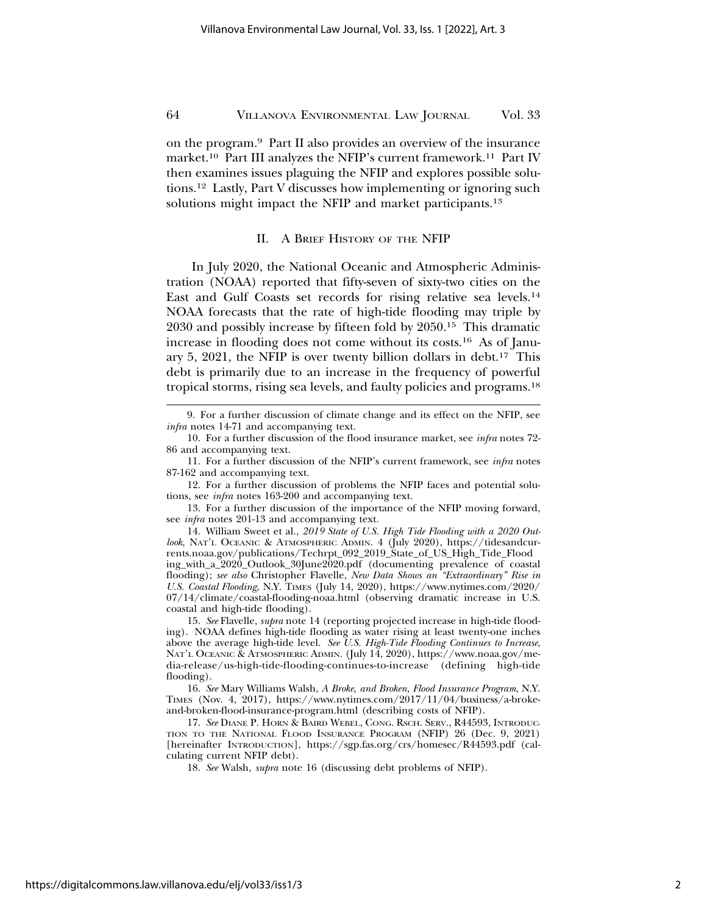on the program.[9] Part II also provides an overview of the insurance market.[10] Part III analyzes the NFIP's current framework.[11] Part IV then examines issues plaguing the NFIP and explores possible solutions.[12] Lastly, Part V discusses how implementing or ignoring such solutions might impact the NFIP and market participants.[13]

## II. A Brief History of the NFIP

In July 2020, the National Oceanic and Atmospheric Administration (NOAA) reported that fifty-seven of sixty-two cities on the East and Gulf Coasts set records for rising relative sea levels.[14] NOAA forecasts that the rate of high-tide flooding may triple by 2030 and possibly increase by fifteen fold by 2050.[15] This dramatic increase in flooding does not come without its costs.[16] As of January 5, 2021, the NFIP is over twenty billion dollars in debt.[17] This debt is primarily due to an increase in the frequency of powerful tropical storms, rising sea levels, and faulty policies and programs.[18]

---

9. For a further discussion of climate change and its effect on the NFIP, see *infra* notes 14-71 and accompanying text.

10. For a further discussion of the flood insurance market, see *infra* notes 72-86 and accompanying text.

11. For a further discussion of the NFIP's current framework, see *infra* notes 87-162 and accompanying text.

12. For a further discussion of problems the NFIP faces and potential solutions, see *infra* notes 163-200 and accompanying text.

13. For a further discussion of the importance of the NFIP moving forward, see *infra* notes 201-13 and accompanying text.

14. William Sweet et al., *2019 State of U.S. High Tide Flooding with a 2020 Outlook*, Nat'l Oceanic & Atmospheric Admin. 4 (July 2020), https://tidesandcurrents.noaa.gov/publications/Techrpt_092_2019_State_of_US_High_Tide_Flooding_with_a_2020_Outlook_30June2020.pdf (documenting prevalence of coastal flooding); *see also* Christopher Flavelle, *New Data Shows an "Extraordinary" Rise in U.S. Coastal Flooding*, N.Y. Times (July 14, 2020), https://www.nytimes.com/2020/07/14/climate/coastal-flooding-noaa.html (observing dramatic increase in U.S. coastal and high-tide flooding).

15. *See* Flavelle, *supra* note 14 (reporting projected increase in high-tide flooding). NOAA defines high-tide flooding as water rising at least twenty-one inches above the average high-tide level. *See U.S. High-Tide Flooding Continues to Increase*, Nat'l Oceanic & Atmospheric Admin. (July 14, 2020), https://www.noaa.gov/media-release/us-high-tide-flooding-continues-to-increase (defining high-tide flooding).

16. *See* Mary Williams Walsh, *A Broke, and Broken, Flood Insurance Program*, N.Y. Times (Nov. 4, 2017), https://www.nytimes.com/2017/11/04/business/a-broke-and-broken-flood-insurance-program.html (describing costs of NFIP).

17. *See* Diane P. Horn & Baird Webel, Cong. Rsch. Serv., R44593, Introduction to the National Flood Insurance Program (NFIP) 26 (Dec. 9, 2021) [hereinafter Introduction], https://sgp.fas.org/crs/homesec/R44593.pdf (calculating current NFIP debt).

18. *See* Walsh, *supra* note 16 (discussing debt problems of NFIP).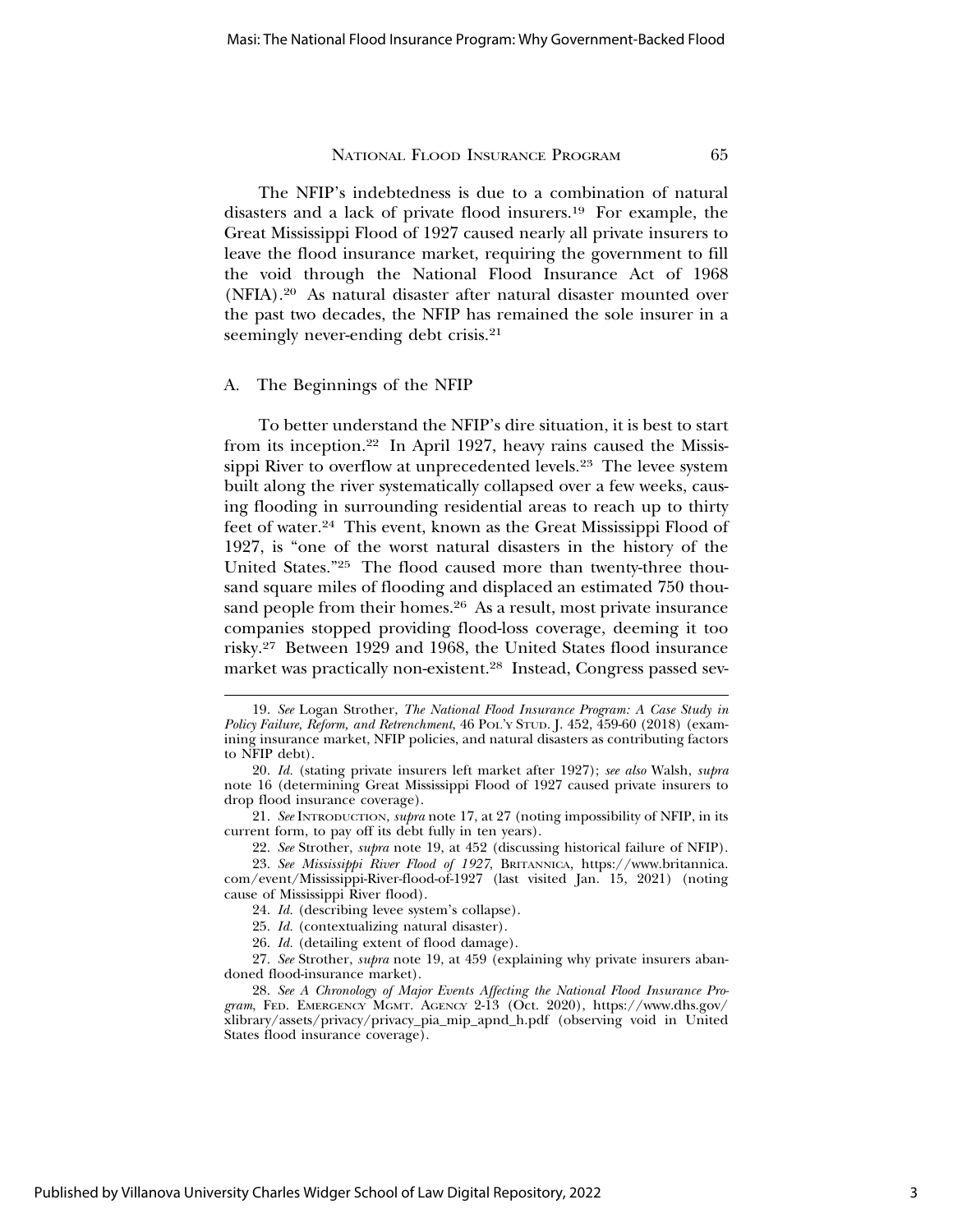The NFIP's indebtedness is due to a combination of natural disasters and a lack of private flood insurers.[19] For example, the Great Mississippi Flood of 1927 caused nearly all private insurers to leave the flood insurance market, requiring the government to fill the void through the National Flood Insurance Act of 1968 (NFIA).[20] As natural disaster after natural disaster mounted over the past two decades, the NFIP has remained the sole insurer in a seemingly never-ending debt crisis.[21]

## A. The Beginnings of the NFIP

To better understand the NFIP's dire situation, it is best to start from its inception.[22] In April 1927, heavy rains caused the Mississippi River to overflow at unprecedented levels.[23] The levee system built along the river systematically collapsed over a few weeks, causing flooding in surrounding residential areas to reach up to thirty feet of water.[24] This event, known as the Great Mississippi Flood of 1927, is "one of the worst natural disasters in the history of the United States."[25] The flood caused more than twenty-three thousand square miles of flooding and displaced an estimated 750 thousand people from their homes.[26] As a result, most private insurance companies stopped providing flood-loss coverage, deeming it too risky.[27] Between 1929 and 1968, the United States flood insurance market was practically non-existent.[28] Instead, Congress passed sev-

---

19. *See* Logan Strother, *The National Flood Insurance Program: A Case Study in Policy Failure, Reform, and Retrenchment*, 46 Pol'y Stud. J. 452, 459-60 (2018) (examining insurance market, NFIP policies, and natural disasters as contributing factors to NFIP debt).

20. *Id.* (stating private insurers left market after 1927); *see also* Walsh, *supra* note 16 (determining Great Mississippi Flood of 1927 caused private insurers to drop flood insurance coverage).

21. *See* Introduction, *supra* note 17, at 27 (noting impossibility of NFIP, in its current form, to pay off its debt fully in ten years).

22. *See* Strother, *supra* note 19, at 452 (discussing historical failure of NFIP).

23. *See Mississippi River Flood of 1927*, Britannica, https://www.britannica.com/event/Mississippi-River-flood-of-1927 (last visited Jan. 15, 2021) (noting cause of Mississippi River flood).

24. *Id.* (describing levee system's collapse).

25. *Id.* (contextualizing natural disaster).

26. *Id.* (detailing extent of flood damage).

27. *See* Strother, *supra* note 19, at 459 (explaining why private insurers abandoned flood-insurance market).

28. *See A Chronology of Major Events Affecting the National Flood Insurance Program*, Fed. Emergency Mgmt. Agency 2-13 (Oct. 2020), https://www.dhs.gov/xlibrary/assets/privacy/privacy_pia_mip_apnd_h.pdf (observing void in United States flood insurance coverage).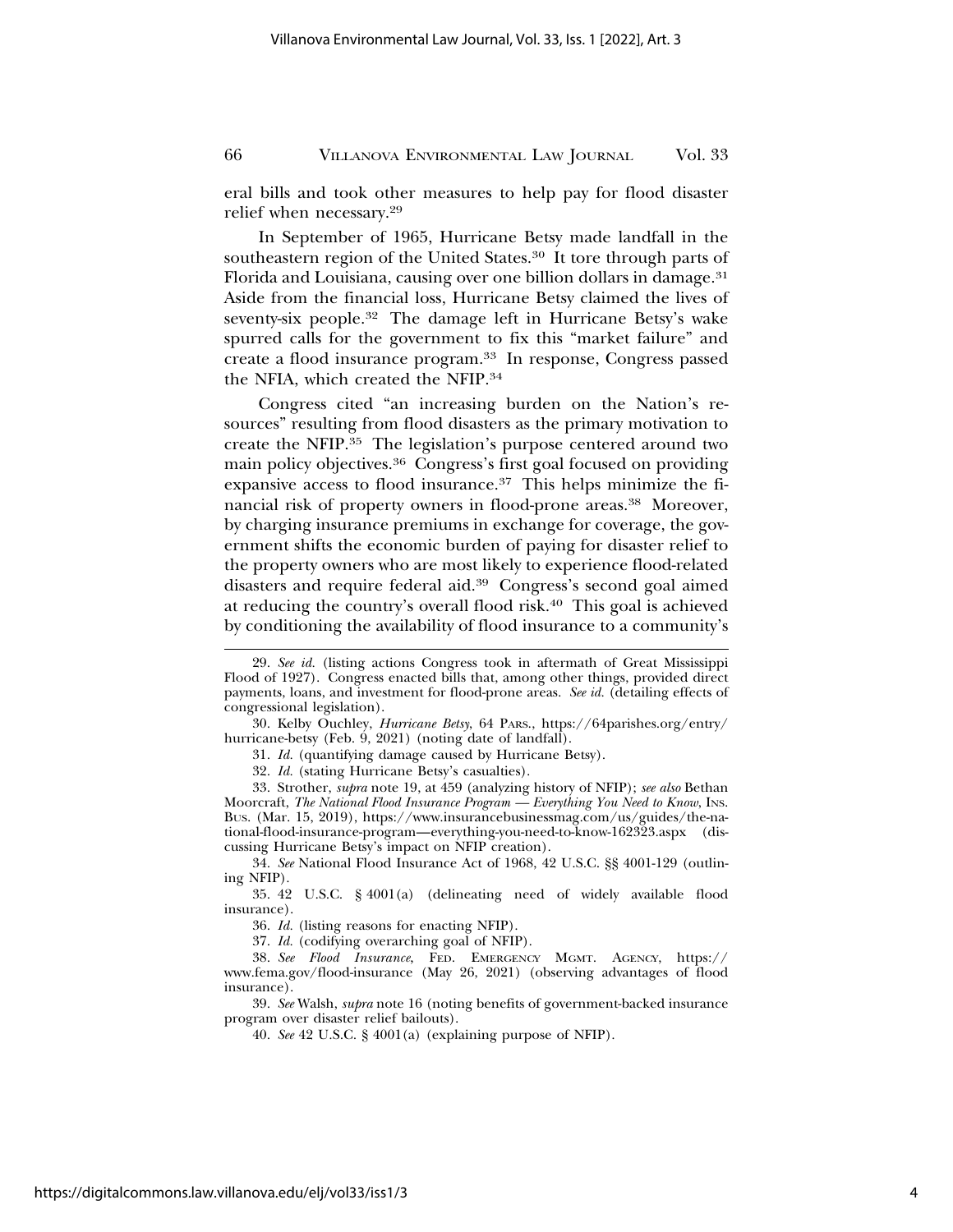eral bills and took other measures to help pay for flood disaster relief when necessary.[29]

In September of 1965, Hurricane Betsy made landfall in the southeastern region of the United States.[30] It tore through parts of Florida and Louisiana, causing over one billion dollars in damage.[31] Aside from the financial loss, Hurricane Betsy claimed the lives of seventy-six people.[32] The damage left in Hurricane Betsy's wake spurred calls for the government to fix this "market failure" and create a flood insurance program.[33] In response, Congress passed the NFIA, which created the NFIP.[34]

Congress cited "an increasing burden on the Nation's resources" resulting from flood disasters as the primary motivation to create the NFIP.[35] The legislation's purpose centered around two main policy objectives.[36] Congress's first goal focused on providing expansive access to flood insurance.[37] This helps minimize the financial risk of property owners in flood-prone areas.[38] Moreover, by charging insurance premiums in exchange for coverage, the government shifts the economic burden of paying for disaster relief to the property owners who are most likely to experience flood-related disasters and require federal aid.[39] Congress's second goal aimed at reducing the country's overall flood risk.[40] This goal is achieved by conditioning the availability of flood insurance to a community's

---

29. *See id.* (listing actions Congress took in aftermath of Great Mississippi Flood of 1927). Congress enacted bills that, among other things, provided direct payments, loans, and investment for flood-prone areas. *See id.* (detailing effects of congressional legislation).

30. Kelby Ouchley, *Hurricane Betsy*, 64 PARS., https://64parishes.org/entry/hurricane-betsy (Feb. 9, 2021) (noting date of landfall).

31. *Id.* (quantifying damage caused by Hurricane Betsy).

32. *Id.* (stating Hurricane Betsy's casualties).

33. Strother, *supra* note 19, at 459 (analyzing history of NFIP); *see also* Bethan Moorcraft, *The National Flood Insurance Program — Everything You Need to Know*, INS. BUS. (Mar. 15, 2019), https://www.insurancebusinessmag.com/us/guides/the-national-flood-insurance-program—everything-you-need-to-know-162323.aspx (discussing Hurricane Betsy's impact on NFIP creation).

34. *See* National Flood Insurance Act of 1968, 42 U.S.C. §§ 4001-129 (outlining NFIP).

35. 42 U.S.C. § 4001(a) (delineating need of widely available flood insurance).

36. *Id.* (listing reasons for enacting NFIP).

37. *Id.* (codifying overarching goal of NFIP).

38. *See Flood Insurance*, FED. EMERGENCY MGMT. AGENCY, https://www.fema.gov/flood-insurance (May 26, 2021) (observing advantages of flood insurance).

39. *See* Walsh, *supra* note 16 (noting benefits of government-backed insurance program over disaster relief bailouts).

40. *See* 42 U.S.C. § 4001(a) (explaining purpose of NFIP).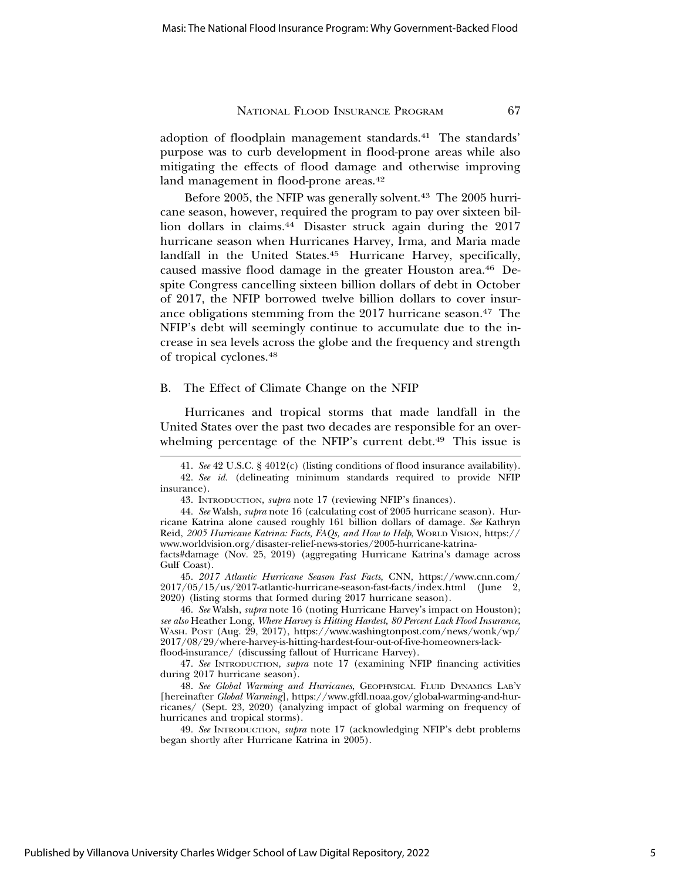adoption of floodplain management standards.[41] The standards' purpose was to curb development in flood-prone areas while also mitigating the effects of flood damage and otherwise improving land management in flood-prone areas.[42]

Before 2005, the NFIP was generally solvent.[43] The 2005 hurricane season, however, required the program to pay over sixteen billion dollars in claims.[44] Disaster struck again during the 2017 hurricane season when Hurricanes Harvey, Irma, and Maria made landfall in the United States.[45] Hurricane Harvey, specifically, caused massive flood damage in the greater Houston area.[46] Despite Congress cancelling sixteen billion dollars of debt in October of 2017, the NFIP borrowed twelve billion dollars to cover insurance obligations stemming from the 2017 hurricane season.[47] The NFIP's debt will seemingly continue to accumulate due to the increase in sea levels across the globe and the frequency and strength of tropical cyclones.[48]

## B. The Effect of Climate Change on the NFIP

Hurricanes and tropical storms that made landfall in the United States over the past two decades are responsible for an overwhelming percentage of the NFIP's current debt.[49] This issue is

41. *See* 42 U.S.C. § 4012(c) (listing conditions of flood insurance availability).

42. *See id.* (delineating minimum standards required to provide NFIP insurance).

43. INTRODUCTION, *supra* note 17 (reviewing NFIP's finances).

44. *See* Walsh, *supra* note 16 (calculating cost of 2005 hurricane season). Hurricane Katrina alone caused roughly 161 billion dollars of damage. *See* Kathryn Reid, *2005 Hurricane Katrina: Facts, FAQs, and How to Help*, WORLD VISION, https://www.worldvision.org/disaster-relief-news-stories/2005-hurricane-katrina-facts#damage (Nov. 25, 2019) (aggregating Hurricane Katrina's damage across Gulf Coast).

45. *2017 Atlantic Hurricane Season Fast Facts*, CNN, https://www.cnn.com/2017/05/15/us/2017-atlantic-hurricane-season-fast-facts/index.html (June 2, 2020) (listing storms that formed during 2017 hurricane season).

46. *See* Walsh, *supra* note 16 (noting Hurricane Harvey's impact on Houston); *see also* Heather Long, *Where Harvey is Hitting Hardest, 80 Percent Lack Flood Insurance*, WASH. POST (Aug. 29, 2017), https://www.washingtonpost.com/news/wonk/wp/2017/08/29/where-harvey-is-hitting-hardest-four-out-of-five-homeowners-lack-flood-insurance/ (discussing fallout of Hurricane Harvey).

47. *See* INTRODUCTION, *supra* note 17 (examining NFIP financing activities during 2017 hurricane season).

48. *See Global Warming and Hurricanes*, GEOPHYSICAL FLUID DYNAMICS LAB'Y [hereinafter *Global Warming*], https://www.gfdl.noaa.gov/global-warming-and-hurricanes/ (Sept. 23, 2020) (analyzing impact of global warming on frequency of hurricanes and tropical storms).

49. *See* INTRODUCTION, *supra* note 17 (acknowledging NFIP's debt problems began shortly after Hurricane Katrina in 2005).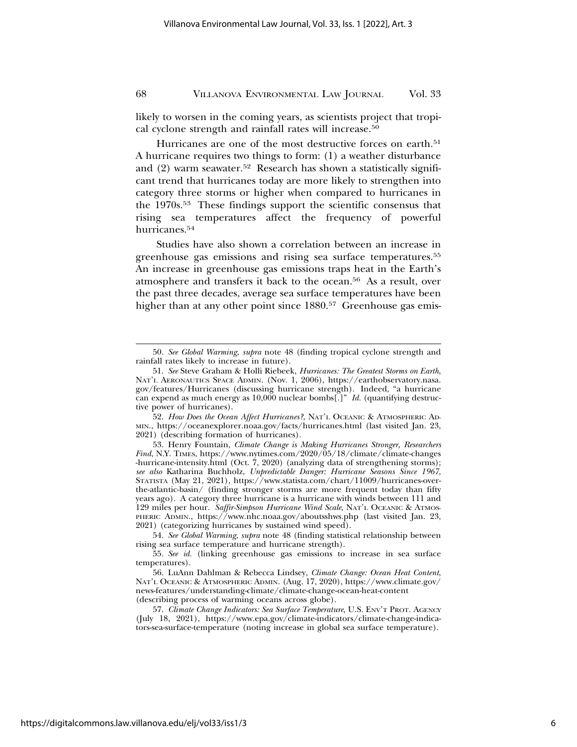likely to worsen in the coming years, as scientists project that tropical cyclone strength and rainfall rates will increase.[50]

Hurricanes are one of the most destructive forces on earth.[51] A hurricane requires two things to form: (1) a weather disturbance and (2) warm seawater.[52] Research has shown a statistically significant trend that hurricanes today are more likely to strengthen into category three storms or higher when compared to hurricanes in the 1970s.[53] These findings support the scientific consensus that rising sea temperatures affect the frequency of powerful hurricanes.[54]

Studies have also shown a correlation between an increase in greenhouse gas emissions and rising sea surface temperatures.[55] An increase in greenhouse gas emissions traps heat in the Earth's atmosphere and transfers it back to the ocean.[56] As a result, over the past three decades, average sea surface temperatures have been higher than at any other point since 1880.[57] Greenhouse gas emis-

---

50. *See Global Warming*, *supra* note 48 (finding tropical cyclone strength and rainfall rates likely to increase in future).

51. *See* Steve Graham & Holli Riebeek, *Hurricanes: The Greatest Storms on Earth*, NAT'L AERONAUTICS SPACE ADMIN. (Nov. 1, 2006), https://earthobservatory.nasa.gov/features/Hurricanes (discussing hurricane strength). Indeed, "a hurricane can expend as much energy as 10,000 nuclear bombs[.]" *Id.* (quantifying destructive power of hurricanes).

52. *How Does the Ocean Affect Hurricanes?*, NAT'L OCEANIC & ATMOSPHERIC ADMIN., https://oceanexplorer.noaa.gov/facts/hurricanes.html (last visited Jan. 23, 2021) (describing formation of hurricanes).

53. Henry Fountain, *Climate Change is Making Hurricanes Stronger, Researchers Find*, N.Y. TIMES, https://www.nytimes.com/2020/05/18/climate/climate-changes-hurricane-intensity.html (Oct. 7, 2020) (analyzing data of strengthening storms); *see also* Katharina Buchholz, *Unpredictable Danger: Hurricane Seasons Since 1967*, STATISTA (May 21, 2021), https://www.statista.com/chart/11009/hurricanes-over-the-atlantic-basin/ (finding stronger storms are more frequent today than fifty years ago). A category three hurricane is a hurricane with winds between 111 and 129 miles per hour. *Saffir-Simpson Hurricane Wind Scale*, NAT'L OCEANIC & ATMOSPHERIC ADMIN., https://www.nhc.noaa.gov/aboutsshws.php (last visited Jan. 23, 2021) (categorizing hurricanes by sustained wind speed).

54. *See Global Warming*, *supra* note 48 (finding statistical relationship between rising sea surface temperature and hurricane strength).

55. *See id.* (linking greenhouse gas emissions to increase in sea surface temperatures).

56. LuAnn Dahlman & Rebecca Lindsey, *Climate Change: Ocean Heat Content*, NAT'L OCEANIC & ATMOSPHERIC ADMIN. (Aug. 17, 2020), https://www.climate.gov/news-features/understanding-climate/climate-change-ocean-heat-content (describing process of warming oceans across globe).

57. *Climate Change Indicators: Sea Surface Temperature*, U.S. ENV'T PROT. AGENCY (July 18, 2021), https://www.epa.gov/climate-indicators/climate-change-indicators-sea-surface-temperature (noting increase in global sea surface temperature).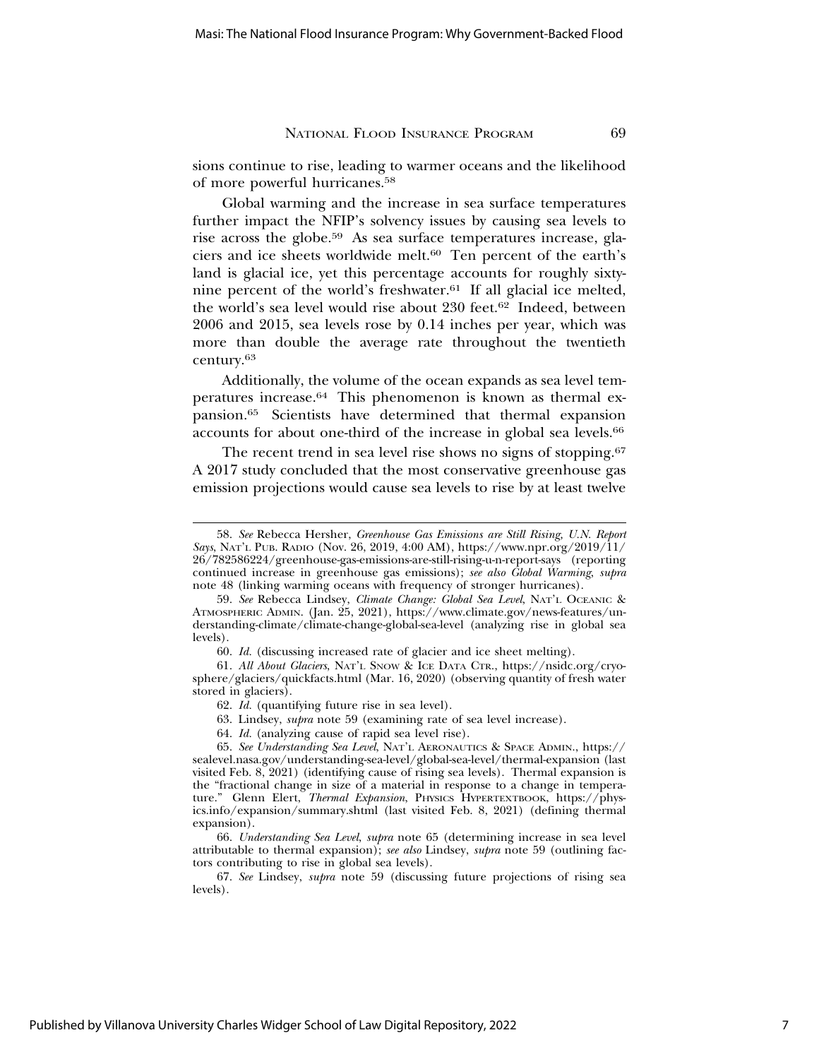sions continue to rise, leading to warmer oceans and the likelihood of more powerful hurricanes.[58]

Global warming and the increase in sea surface temperatures further impact the NFIP's solvency issues by causing sea levels to rise across the globe.[59] As sea surface temperatures increase, glaciers and ice sheets worldwide melt.[60] Ten percent of the earth's land is glacial ice, yet this percentage accounts for roughly sixty-nine percent of the world's freshwater.[61] If all glacial ice melted, the world's sea level would rise about 230 feet.[62] Indeed, between 2006 and 2015, sea levels rose by 0.14 inches per year, which was more than double the average rate throughout the twentieth century.[63]

Additionally, the volume of the ocean expands as sea level temperatures increase.[64] This phenomenon is known as thermal expansion.[65] Scientists have determined that thermal expansion accounts for about one-third of the increase in global sea levels.[66]

The recent trend in sea level rise shows no signs of stopping.[67] A 2017 study concluded that the most conservative greenhouse gas emission projections would cause sea levels to rise by at least twelve

---

58. *See* Rebecca Hersher, *Greenhouse Gas Emissions are Still Rising, U.N. Report Says*, NAT'L PUB. RADIO (Nov. 26, 2019, 4:00 AM), https://www.npr.org/2019/11/26/782586224/greenhouse-gas-emissions-are-still-rising-u-n-report-says (reporting continued increase in greenhouse gas emissions); *see also Global Warming*, *supra* note 48 (linking warming oceans with frequency of stronger hurricanes).

59. *See* Rebecca Lindsey, *Climate Change: Global Sea Level*, NAT'L OCEANIC & ATMOSPHERIC ADMIN. (Jan. 25, 2021), https://www.climate.gov/news-features/understanding-climate/climate-change-global-sea-level (analyzing rise in global sea levels).

60. *Id.* (discussing increased rate of glacier and ice sheet melting).

61. *All About Glaciers*, NAT'L SNOW & ICE DATA CTR., https://nsidc.org/cryosphere/glaciers/quickfacts.html (Mar. 16, 2020) (observing quantity of fresh water stored in glaciers).

62. *Id.* (quantifying future rise in sea level).

63. Lindsey, *supra* note 59 (examining rate of sea level increase).

64. *Id.* (analyzing cause of rapid sea level rise).

65. *See Understanding Sea Level*, NAT'L AERONAUTICS & SPACE ADMIN., https://sealevel.nasa.gov/understanding-sea-level/global-sea-level/thermal-expansion (last visited Feb. 8, 2021) (identifying cause of rising sea levels). Thermal expansion is the "fractional change in size of a material in response to a change in temperature." Glenn Elert, *Thermal Expansion*, PHYSICS HYPERTEXTBOOK, https://physics.info/expansion/summary.shtml (last visited Feb. 8, 2021) (defining thermal expansion).

66. *Understanding Sea Level*, *supra* note 65 (determining increase in sea level attributable to thermal expansion); *see also* Lindsey, *supra* note 59 (outlining factors contributing to rise in global sea levels).

67. *See* Lindsey, *supra* note 59 (discussing future projections of rising sea levels).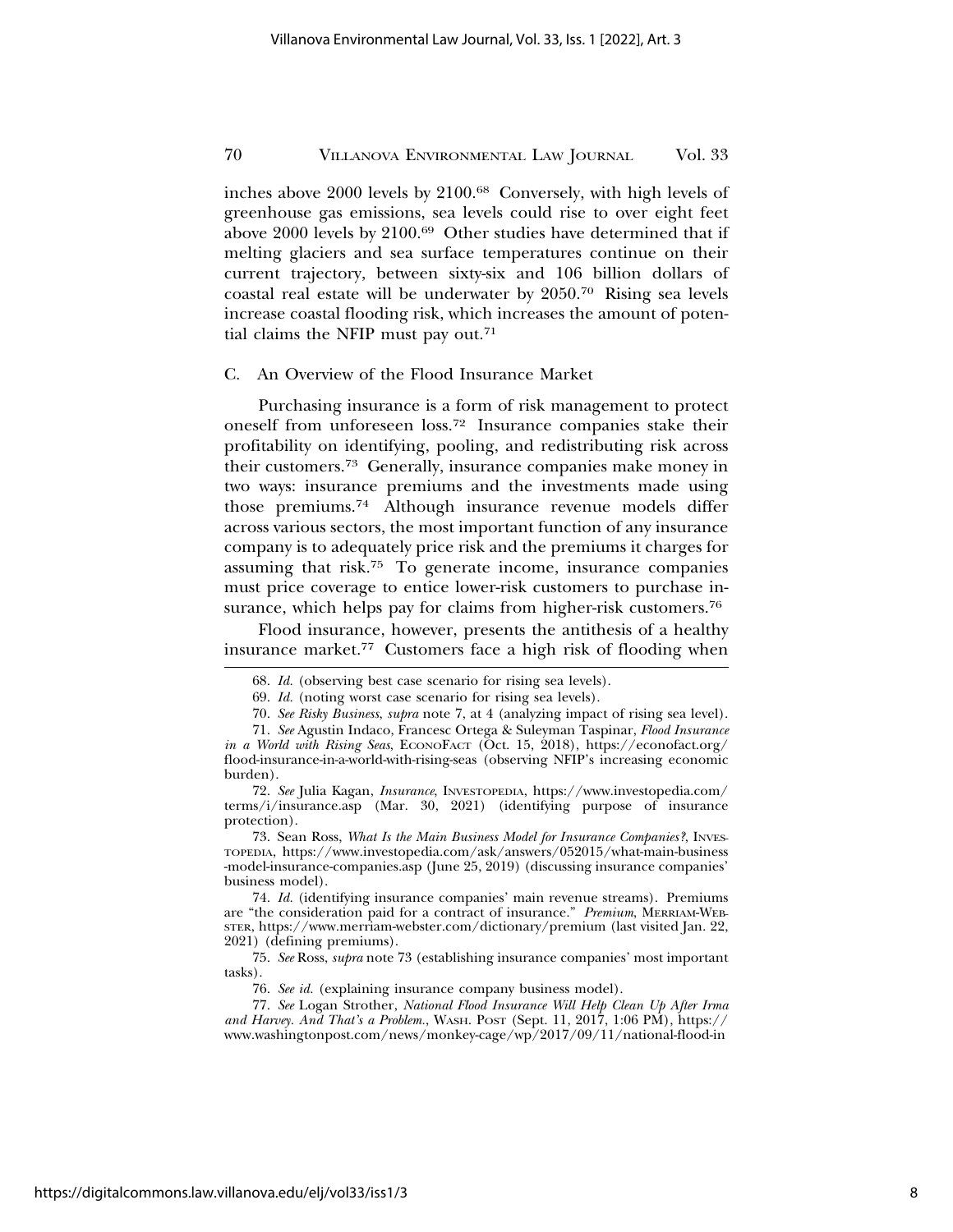inches above 2000 levels by 2100.[68] Conversely, with high levels of greenhouse gas emissions, sea levels could rise to over eight feet above 2000 levels by 2100.[69] Other studies have determined that if melting glaciers and sea surface temperatures continue on their current trajectory, between sixty-six and 106 billion dollars of coastal real estate will be underwater by 2050.[70] Rising sea levels increase coastal flooding risk, which increases the amount of potential claims the NFIP must pay out.[71]

### C. An Overview of the Flood Insurance Market

Purchasing insurance is a form of risk management to protect oneself from unforeseen loss.[72] Insurance companies stake their profitability on identifying, pooling, and redistributing risk across their customers.[73] Generally, insurance companies make money in two ways: insurance premiums and the investments made using those premiums.[74] Although insurance revenue models differ across various sectors, the most important function of any insurance company is to adequately price risk and the premiums it charges for assuming that risk.[75] To generate income, insurance companies must price coverage to entice lower-risk customers to purchase insurance, which helps pay for claims from higher-risk customers.[76]

Flood insurance, however, presents the antithesis of a healthy insurance market.[77] Customers face a high risk of flooding when

---

68. *Id.* (observing best case scenario for rising sea levels).

69. *Id.* (noting worst case scenario for rising sea levels).

70. *See Risky Business*, *supra* note 7, at 4 (analyzing impact of rising sea level).

71. *See* Agustin Indaco, Francesc Ortega & Suleyman Taspinar, *Flood Insurance in a World with Rising Seas*, EconoFact (Oct. 15, 2018), https://econofact.org/flood-insurance-in-a-world-with-rising-seas (observing NFIP's increasing economic burden).

72. *See* Julia Kagan, *Insurance*, Investopedia, https://www.investopedia.com/terms/i/insurance.asp (Mar. 30, 2021) (identifying purpose of insurance protection).

73. Sean Ross, *What Is the Main Business Model for Insurance Companies?*, Investopedia, https://www.investopedia.com/ask/answers/052015/what-main-business-model-insurance-companies.asp (June 25, 2019) (discussing insurance companies' business model).

74. *Id.* (identifying insurance companies' main revenue streams). Premiums are "the consideration paid for a contract of insurance." *Premium*, Merriam-Webster, https://www.merriam-webster.com/dictionary/premium (last visited Jan. 22, 2021) (defining premiums).

75. *See* Ross, *supra* note 73 (establishing insurance companies' most important tasks).

76. *See id.* (explaining insurance company business model).

77. *See* Logan Strother, *National Flood Insurance Will Help Clean Up After Irma and Harvey. And That's a Problem.*, Wash. Post (Sept. 11, 2017, 1:06 PM), https://www.washingtonpost.com/news/monkey-cage/wp/2017/09/11/national-flood-in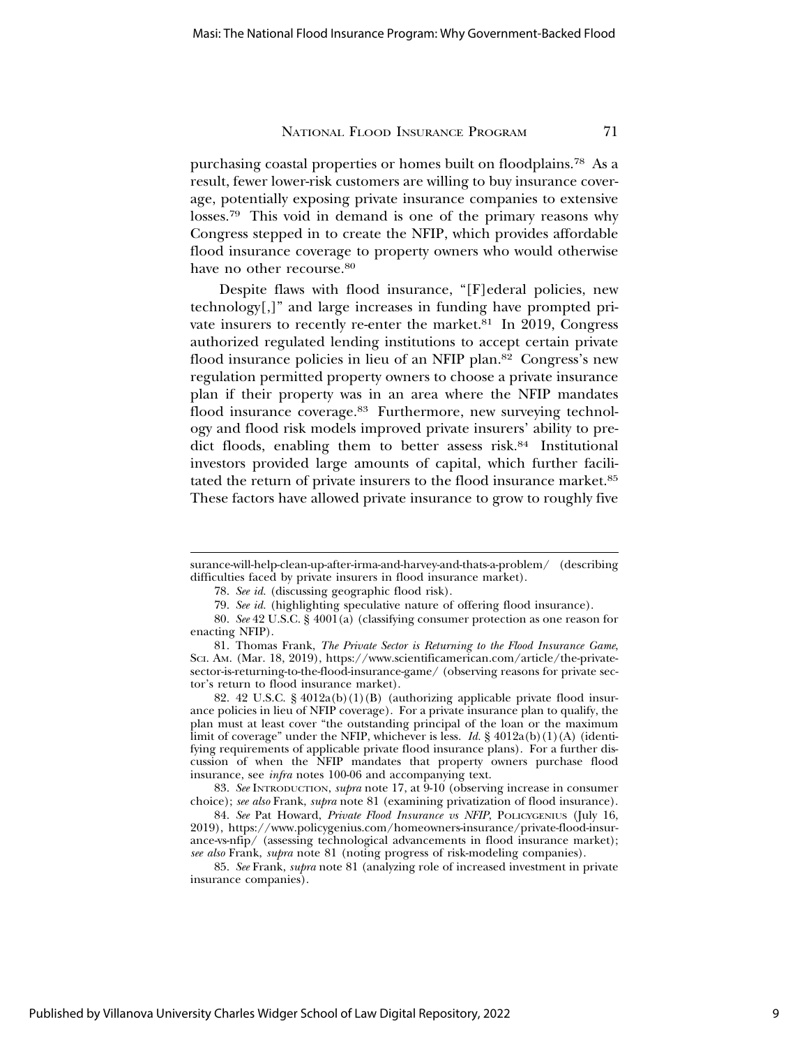purchasing coastal properties or homes built on floodplains.[78] As a result, fewer lower-risk customers are willing to buy insurance coverage, potentially exposing private insurance companies to extensive losses.[79] This void in demand is one of the primary reasons why Congress stepped in to create the NFIP, which provides affordable flood insurance coverage to property owners who would otherwise have no other recourse.[80]

Despite flaws with flood insurance, "[F]ederal policies, new technology[,]" and large increases in funding have prompted private insurers to recently re-enter the market.[81] In 2019, Congress authorized regulated lending institutions to accept certain private flood insurance policies in lieu of an NFIP plan.[82] Congress's new regulation permitted property owners to choose a private insurance plan if their property was in an area where the NFIP mandates flood insurance coverage.[83] Furthermore, new surveying technology and flood risk models improved private insurers' ability to predict floods, enabling them to better assess risk.[84] Institutional investors provided large amounts of capital, which further facilitated the return of private insurers to the flood insurance market.[85] These factors have allowed private insurance to grow to roughly five

---

surance-will-help-clean-up-after-irma-and-harvey-and-thats-a-problem/ (describing difficulties faced by private insurers in flood insurance market).

78. *See id.* (discussing geographic flood risk).

79. *See id.* (highlighting speculative nature of offering flood insurance).

80. *See* 42 U.S.C. § 4001(a) (classifying consumer protection as one reason for enacting NFIP).

81. Thomas Frank, *The Private Sector is Returning to the Flood Insurance Game*, SCI. AM. (Mar. 18, 2019), https://www.scientificamerican.com/article/the-private-sector-is-returning-to-the-flood-insurance-game/ (observing reasons for private sector's return to flood insurance market).

82. 42 U.S.C. § 4012a(b)(1)(B) (authorizing applicable private flood insurance policies in lieu of NFIP coverage). For a private insurance plan to qualify, the plan must at least cover "the outstanding principal of the loan or the maximum limit of coverage" under the NFIP, whichever is less. *Id.* § 4012a(b)(1)(A) (identifying requirements of applicable private flood insurance plans). For a further discussion of when the NFIP mandates that property owners purchase flood insurance, see *infra* notes 100-06 and accompanying text.

83. *See* INTRODUCTION, *supra* note 17, at 9-10 (observing increase in consumer choice); *see also* Frank, *supra* note 81 (examining privatization of flood insurance).

84. *See* Pat Howard, *Private Flood Insurance vs NFIP*, POLICYGENIUS (July 16, 2019), https://www.policygenius.com/homeowners-insurance/private-flood-insurance-vs-nfip/ (assessing technological advancements in flood insurance market); *see also* Frank, *supra* note 81 (noting progress of risk-modeling companies).

85. *See* Frank, *supra* note 81 (analyzing role of increased investment in private insurance companies).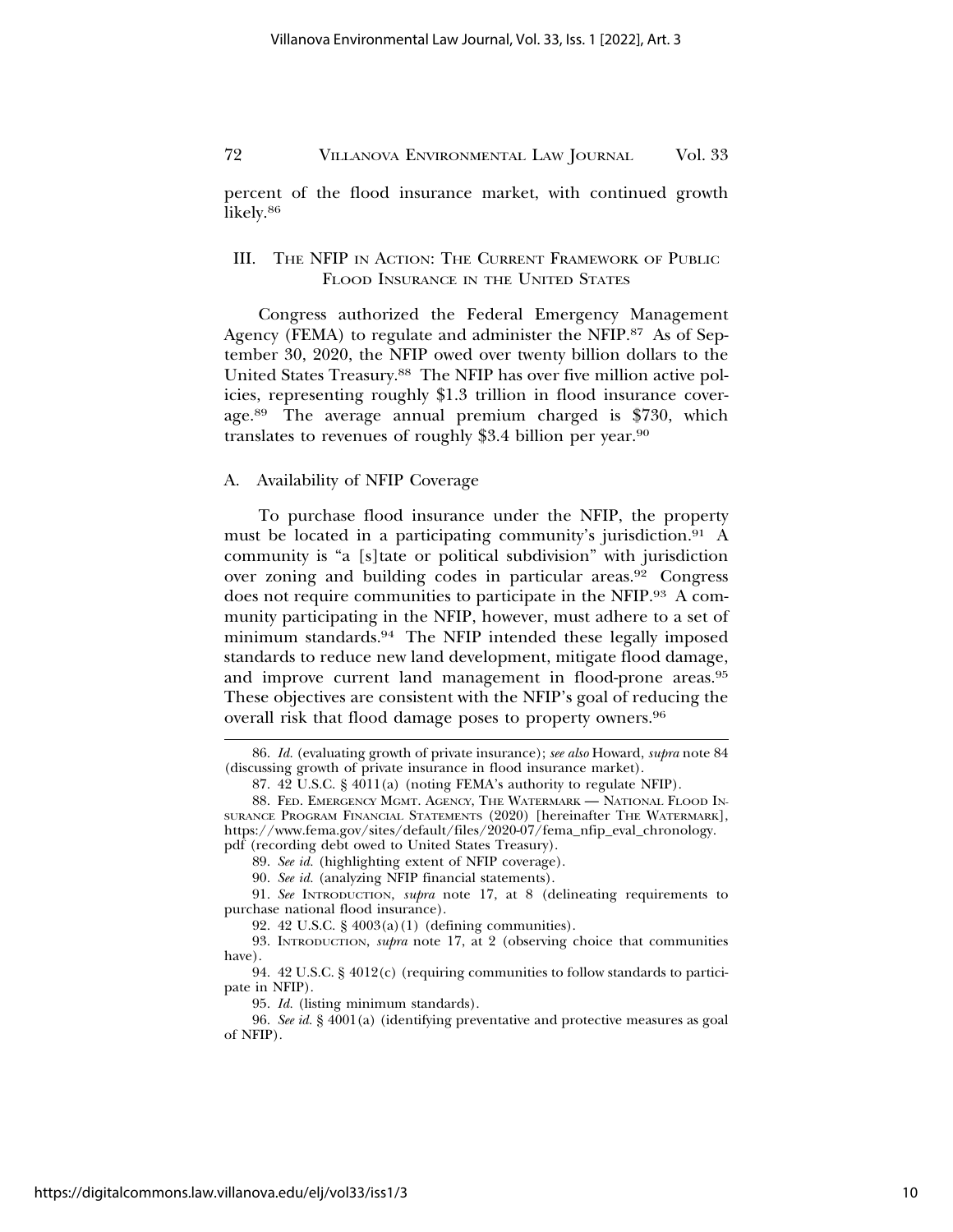percent of the flood insurance market, with continued growth likely.[86]

## III. THE NFIP IN ACTION: THE CURRENT FRAMEWORK OF PUBLIC FLOOD INSURANCE IN THE UNITED STATES

Congress authorized the Federal Emergency Management Agency (FEMA) to regulate and administer the NFIP.[87] As of September 30, 2020, the NFIP owed over twenty billion dollars to the United States Treasury.[88] The NFIP has over five million active policies, representing roughly $1.3 trillion in flood insurance coverage.[89] The average annual premium charged is $730, which translates to revenues of roughly $3.4 billion per year.[90]

### A. Availability of NFIP Coverage

To purchase flood insurance under the NFIP, the property must be located in a participating community's jurisdiction.[91] A community is "a [s]tate or political subdivision" with jurisdiction over zoning and building codes in particular areas.[92] Congress does not require communities to participate in the NFIP.[93] A community participating in the NFIP, however, must adhere to a set of minimum standards.[94] The NFIP intended these legally imposed standards to reduce new land development, mitigate flood damage, and improve current land management in flood-prone areas.[95] These objectives are consistent with the NFIP's goal of reducing the overall risk that flood damage poses to property owners.[96]

---

86. *Id.* (evaluating growth of private insurance); *see also* Howard, *supra* note 84 (discussing growth of private insurance in flood insurance market).

87. 42 U.S.C. § 4011(a) (noting FEMA's authority to regulate NFIP).

88. FED. EMERGENCY MGMT. AGENCY, THE WATERMARK — NATIONAL FLOOD INSURANCE PROGRAM FINANCIAL STATEMENTS (2020) [hereinafter THE WATERMARK], https://www.fema.gov/sites/default/files/2020-07/fema_nfip_eval_chronology.pdf (recording debt owed to United States Treasury).

89. *See id.* (highlighting extent of NFIP coverage).

90. *See id.* (analyzing NFIP financial statements).

91. *See* INTRODUCTION, *supra* note 17, at 8 (delineating requirements to purchase national flood insurance).

92. 42 U.S.C. § 4003(a)(1) (defining communities).

93. INTRODUCTION, *supra* note 17, at 2 (observing choice that communities have).

94. 42 U.S.C. § 4012(c) (requiring communities to follow standards to participate in NFIP).

95. *Id.* (listing minimum standards).

96. *See id.* § 4001(a) (identifying preventative and protective measures as goal of NFIP).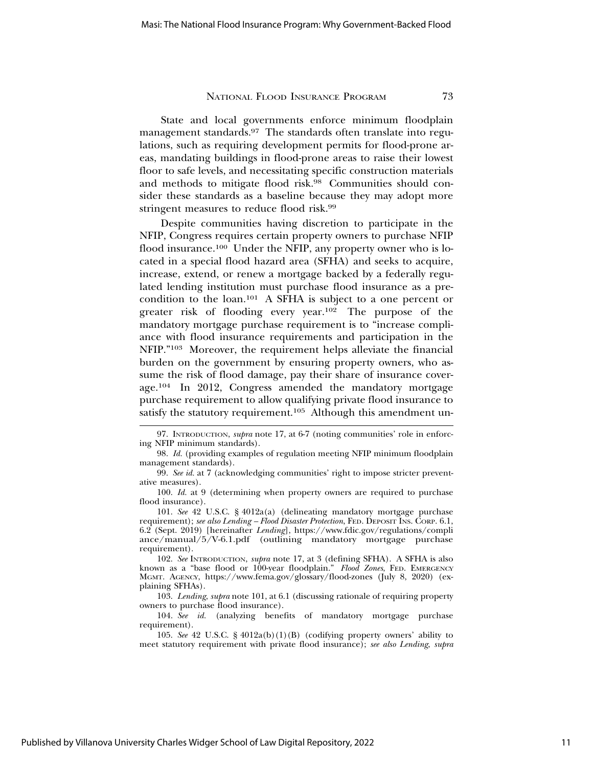State and local governments enforce minimum floodplain management standards.[97] The standards often translate into regulations, such as requiring development permits for flood-prone areas, mandating buildings in flood-prone areas to raise their lowest floor to safe levels, and necessitating specific construction materials and methods to mitigate flood risk.[98] Communities should consider these standards as a baseline because they may adopt more stringent measures to reduce flood risk.[99]

Despite communities having discretion to participate in the NFIP, Congress requires certain property owners to purchase NFIP flood insurance.[100] Under the NFIP, any property owner who is located in a special flood hazard area (SFHA) and seeks to acquire, increase, extend, or renew a mortgage backed by a federally regulated lending institution must purchase flood insurance as a precondition to the loan.[101] A SFHA is subject to a one percent or greater risk of flooding every year.[102] The purpose of the mandatory mortgage purchase requirement is to "increase compliance with flood insurance requirements and participation in the NFIP."[103] Moreover, the requirement helps alleviate the financial burden on the government by ensuring property owners, who assume the risk of flood damage, pay their share of insurance coverage.[104] In 2012, Congress amended the mandatory mortgage purchase requirement to allow qualifying private flood insurance to satisfy the statutory requirement.[105] Although this amendment un-

---

97. Introduction, *supra* note 17, at 6-7 (noting communities' role in enforcing NFIP minimum standards).

98. *Id.* (providing examples of regulation meeting NFIP minimum floodplain management standards).

99. *See id.* at 7 (acknowledging communities' right to impose stricter preventative measures).

100. *Id.* at 9 (determining when property owners are required to purchase flood insurance).

101. *See* 42 U.S.C. § 4012a(a) (delineating mandatory mortgage purchase requirement); *see also Lending – Flood Disaster Protection*, Fed. Deposit Ins. Corp. 6.1, 6.2 (Sept. 2019) [hereinafter *Lending*], https://www.fdic.gov/regulations/compliance/manual/5/V-6.1.pdf (outlining mandatory mortgage purchase requirement).

102. *See* Introduction, *supra* note 17, at 3 (defining SFHA). A SFHA is also known as a "base flood or 100-year floodplain." *Flood Zones*, Fed. Emergency Mgmt. Agency, https://www.fema.gov/glossary/flood-zones (July 8, 2020) (explaining SFHAs).

103. *Lending*, *supra* note 101, at 6.1 (discussing rationale of requiring property owners to purchase flood insurance).

104. *See id.* (analyzing benefits of mandatory mortgage purchase requirement).

105. *See* 42 U.S.C. § 4012a(b)(1)(B) (codifying property owners' ability to meet statutory requirement with private flood insurance); *see also Lending*, *supra*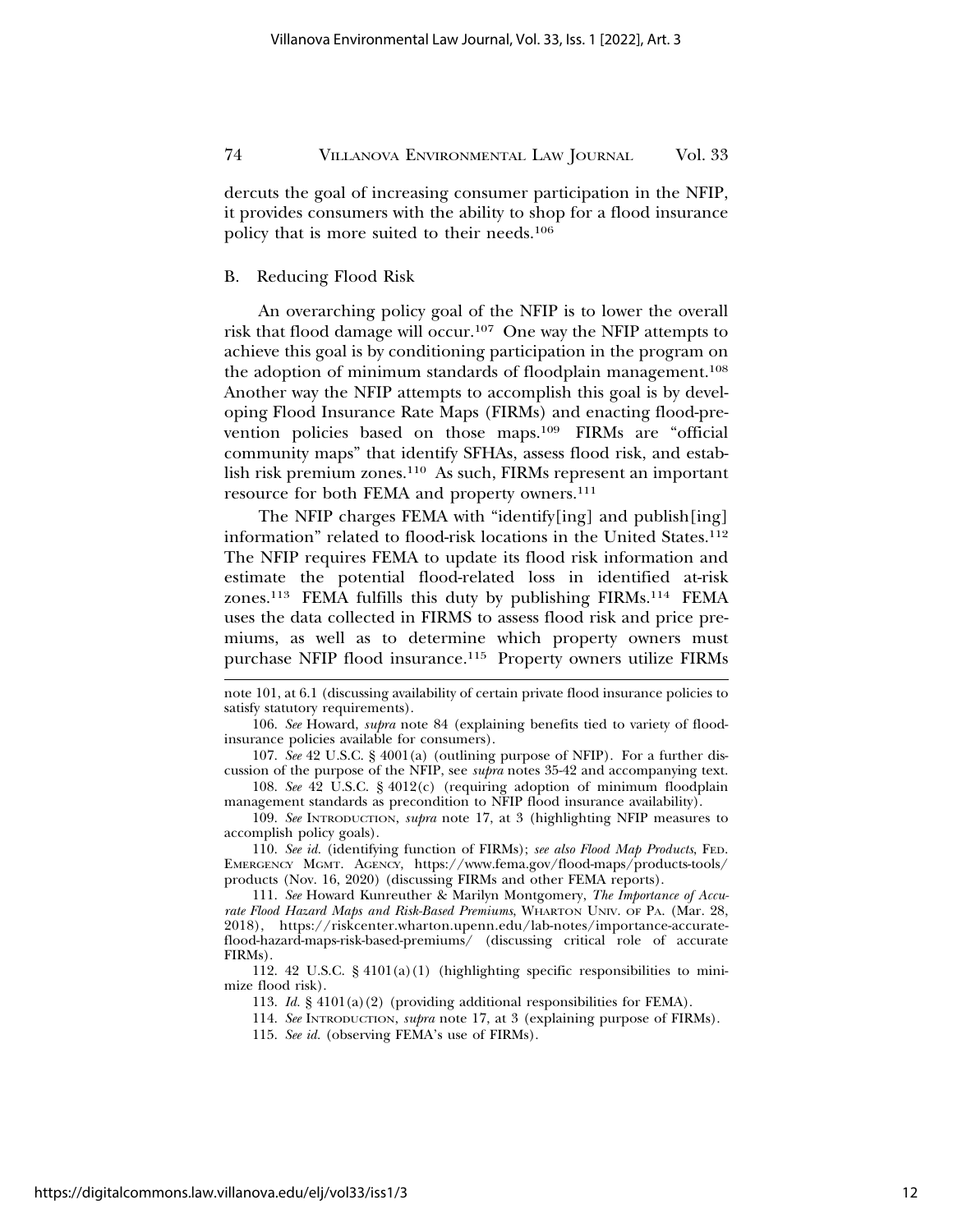dercuts the goal of increasing consumer participation in the NFIP, it provides consumers with the ability to shop for a flood insurance policy that is more suited to their needs.[106]

### B. Reducing Flood Risk

An overarching policy goal of the NFIP is to lower the overall risk that flood damage will occur.[107] One way the NFIP attempts to achieve this goal is by conditioning participation in the program on the adoption of minimum standards of floodplain management.[108] Another way the NFIP attempts to accomplish this goal is by developing Flood Insurance Rate Maps (FIRMs) and enacting flood-prevention policies based on those maps.[109] FIRMs are "official community maps" that identify SFHAs, assess flood risk, and establish risk premium zones.[110] As such, FIRMs represent an important resource for both FEMA and property owners.[111]

The NFIP charges FEMA with "identify[ing] and publish[ing] information" related to flood-risk locations in the United States.[112] The NFIP requires FEMA to update its flood risk information and estimate the potential flood-related loss in identified at-risk zones.[113] FEMA fulfills this duty by publishing FIRMs.[114] FEMA uses the data collected in FIRMS to assess flood risk and price premiums, as well as to determine which property owners must purchase NFIP flood insurance.[115] Property owners utilize FIRMs

---

note 101, at 6.1 (discussing availability of certain private flood insurance policies to satisfy statutory requirements).

106. *See* Howard, *supra* note 84 (explaining benefits tied to variety of flood-insurance policies available for consumers).

107. *See* 42 U.S.C. § 4001(a) (outlining purpose of NFIP). For a further discussion of the purpose of the NFIP, see *supra* notes 35-42 and accompanying text.

108. *See* 42 U.S.C. § 4012(c) (requiring adoption of minimum floodplain management standards as precondition to NFIP flood insurance availability).

109. *See* INTRODUCTION, *supra* note 17, at 3 (highlighting NFIP measures to accomplish policy goals).

110. *See id.* (identifying function of FIRMs); *see also Flood Map Products*, FED. EMERGENCY MGMT. AGENCY, https://www.fema.gov/flood-maps/products-tools/products (Nov. 16, 2020) (discussing FIRMs and other FEMA reports).

111. *See* Howard Kunreuther & Marilyn Montgomery, *The Importance of Accurate Flood Hazard Maps and Risk-Based Premiums*, WHARTON UNIV. OF PA. (Mar. 28, 2018), https://riskcenter.wharton.upenn.edu/lab-notes/importance-accurate-flood-hazard-maps-risk-based-premiums/ (discussing critical role of accurate FIRMs).

112. 42 U.S.C. § 4101(a)(1) (highlighting specific responsibilities to minimize flood risk).

113. *Id.* § 4101(a)(2) (providing additional responsibilities for FEMA).

114. *See* INTRODUCTION, *supra* note 17, at 3 (explaining purpose of FIRMs).

115. *See id.* (observing FEMA's use of FIRMs).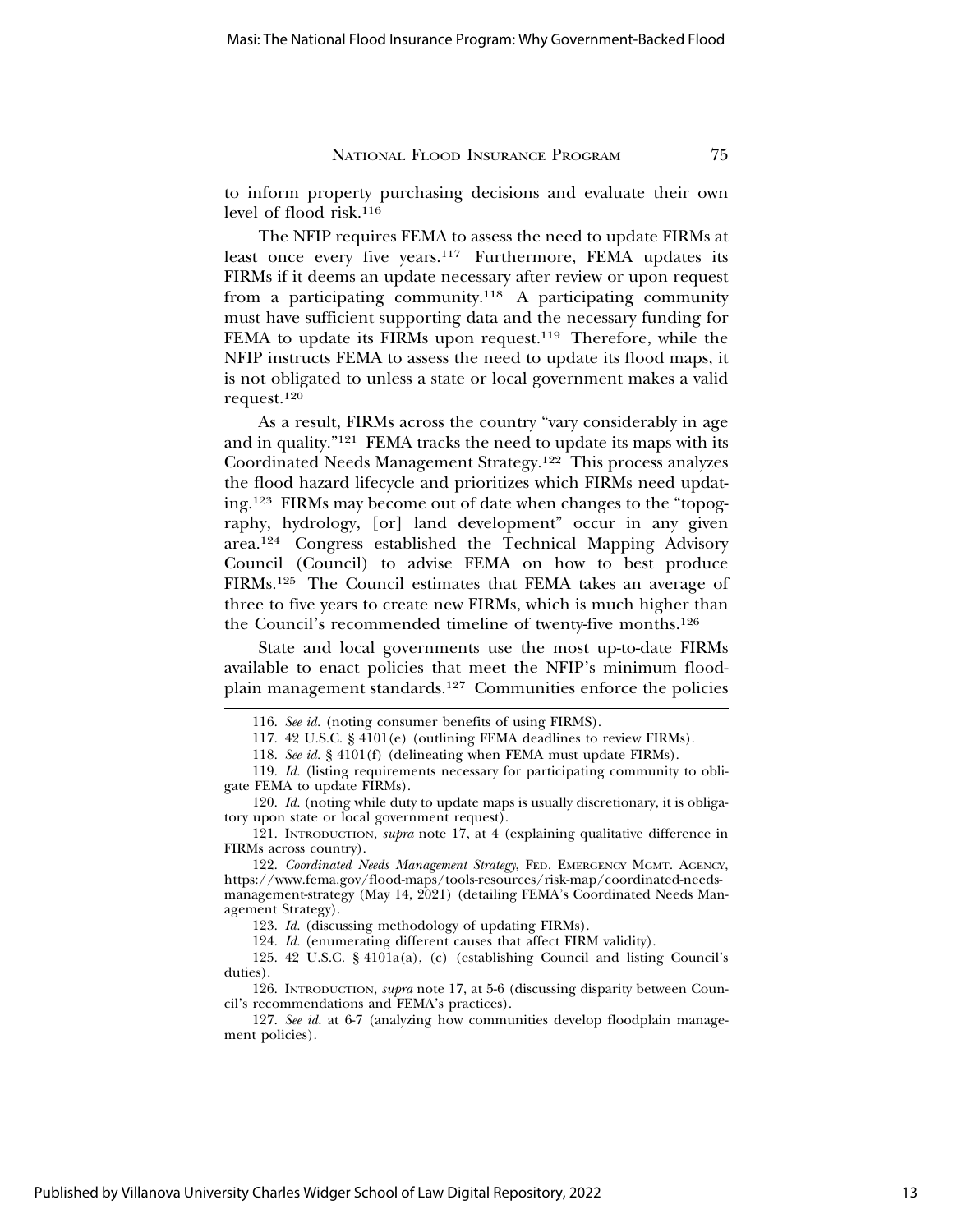to inform property purchasing decisions and evaluate their own level of flood risk.[116]

The NFIP requires FEMA to assess the need to update FIRMs at least once every five years.[117] Furthermore, FEMA updates its FIRMs if it deems an update necessary after review or upon request from a participating community.[118] A participating community must have sufficient supporting data and the necessary funding for FEMA to update its FIRMs upon request.[119] Therefore, while the NFIP instructs FEMA to assess the need to update its flood maps, it is not obligated to unless a state or local government makes a valid request.[120]

As a result, FIRMs across the country "vary considerably in age and in quality."[121] FEMA tracks the need to update its maps with its Coordinated Needs Management Strategy.[122] This process analyzes the flood hazard lifecycle and prioritizes which FIRMs need updating.[123] FIRMs may become out of date when changes to the "topography, hydrology, [or] land development" occur in any given area.[124] Congress established the Technical Mapping Advisory Council (Council) to advise FEMA on how to best produce FIRMs.[125] The Council estimates that FEMA takes an average of three to five years to create new FIRMs, which is much higher than the Council's recommended timeline of twenty-five months.[126]

State and local governments use the most up-to-date FIRMs available to enact policies that meet the NFIP's minimum floodplain management standards.[127] Communities enforce the policies

---

116. *See id.* (noting consumer benefits of using FIRMS).

117. 42 U.S.C. § 4101(e) (outlining FEMA deadlines to review FIRMs).

118. *See id.* § 4101(f) (delineating when FEMA must update FIRMs).

119. *Id.* (listing requirements necessary for participating community to obligate FEMA to update FIRMs).

120. *Id.* (noting while duty to update maps is usually discretionary, it is obligatory upon state or local government request).

121. INTRODUCTION, *supra* note 17, at 4 (explaining qualitative difference in FIRMs across country).

122. *Coordinated Needs Management Strategy*, FED. EMERGENCY MGMT. AGENCY, https://www.fema.gov/flood-maps/tools-resources/risk-map/coordinated-needs-management-strategy (May 14, 2021) (detailing FEMA's Coordinated Needs Management Strategy).

123. *Id.* (discussing methodology of updating FIRMs).

124. *Id.* (enumerating different causes that affect FIRM validity).

125. 42 U.S.C. § 4101a(a), (c) (establishing Council and listing Council's duties).

126. INTRODUCTION, *supra* note 17, at 5-6 (discussing disparity between Council's recommendations and FEMA's practices).

127. *See id.* at 6-7 (analyzing how communities develop floodplain management policies).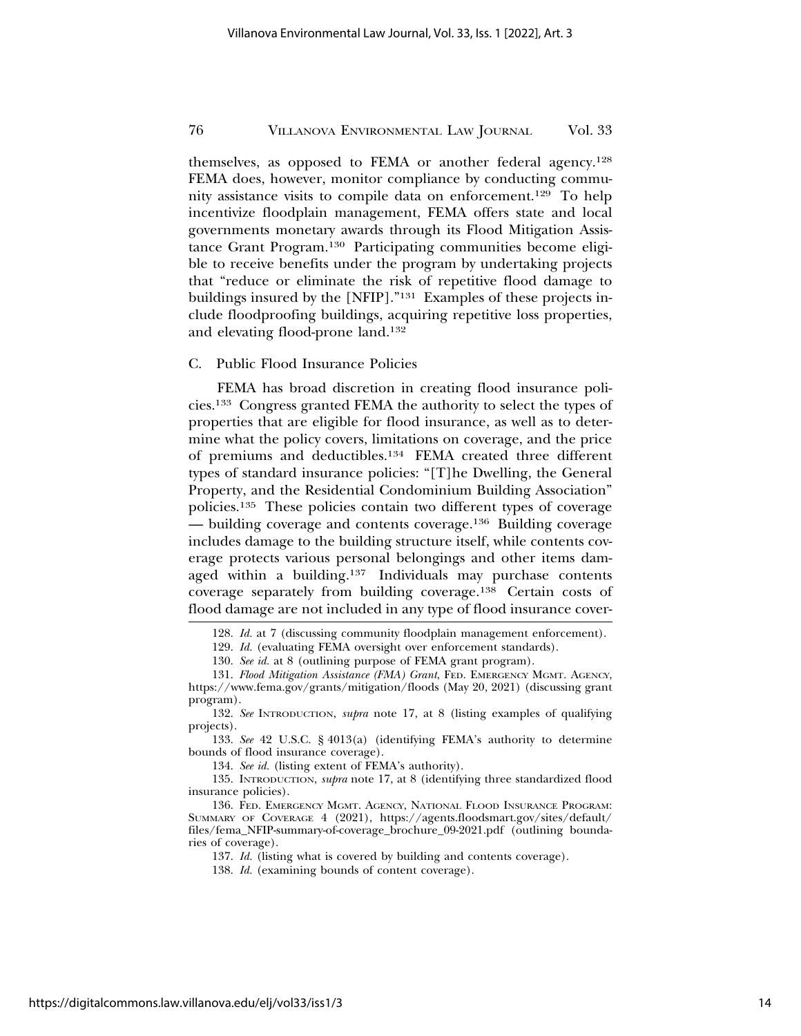themselves, as opposed to FEMA or another federal agency.[128] FEMA does, however, monitor compliance by conducting community assistance visits to compile data on enforcement.[129] To help incentivize floodplain management, FEMA offers state and local governments monetary awards through its Flood Mitigation Assistance Grant Program.[130] Participating communities become eligible to receive benefits under the program by undertaking projects that "reduce or eliminate the risk of repetitive flood damage to buildings insured by the [NFIP]."[131] Examples of these projects include floodproofing buildings, acquiring repetitive loss properties, and elevating flood-prone land.[132]

### C. Public Flood Insurance Policies

FEMA has broad discretion in creating flood insurance policies.[133] Congress granted FEMA the authority to select the types of properties that are eligible for flood insurance, as well as to determine what the policy covers, limitations on coverage, and the price of premiums and deductibles.[134] FEMA created three different types of standard insurance policies: "[T]he Dwelling, the General Property, and the Residential Condominium Building Association" policies.[135] These policies contain two different types of coverage — building coverage and contents coverage.[136] Building coverage includes damage to the building structure itself, while contents coverage protects various personal belongings and other items damaged within a building.[137] Individuals may purchase contents coverage separately from building coverage.[138] Certain costs of flood damage are not included in any type of flood insurance cover-

---

128. *Id.* at 7 (discussing community floodplain management enforcement).

129. *Id.* (evaluating FEMA oversight over enforcement standards).

130. *See id.* at 8 (outlining purpose of FEMA grant program).

131. *Flood Mitigation Assistance (FMA) Grant*, FED. EMERGENCY MGMT. AGENCY, https://www.fema.gov/grants/mitigation/floods (May 20, 2021) (discussing grant program).

132. *See* INTRODUCTION, *supra* note 17, at 8 (listing examples of qualifying projects).

133. *See* 42 U.S.C. § 4013(a) (identifying FEMA's authority to determine bounds of flood insurance coverage).

134. *See id.* (listing extent of FEMA's authority).

135. INTRODUCTION, *supra* note 17, at 8 (identifying three standardized flood insurance policies).

136. FED. EMERGENCY MGMT. AGENCY, NATIONAL FLOOD INSURANCE PROGRAM: SUMMARY OF COVERAGE 4 (2021), https://agents.floodsmart.gov/sites/default/files/fema_NFIP-summary-of-coverage_brochure_09-2021.pdf (outlining boundaries of coverage).

137. *Id.* (listing what is covered by building and contents coverage).

138. *Id.* (examining bounds of content coverage).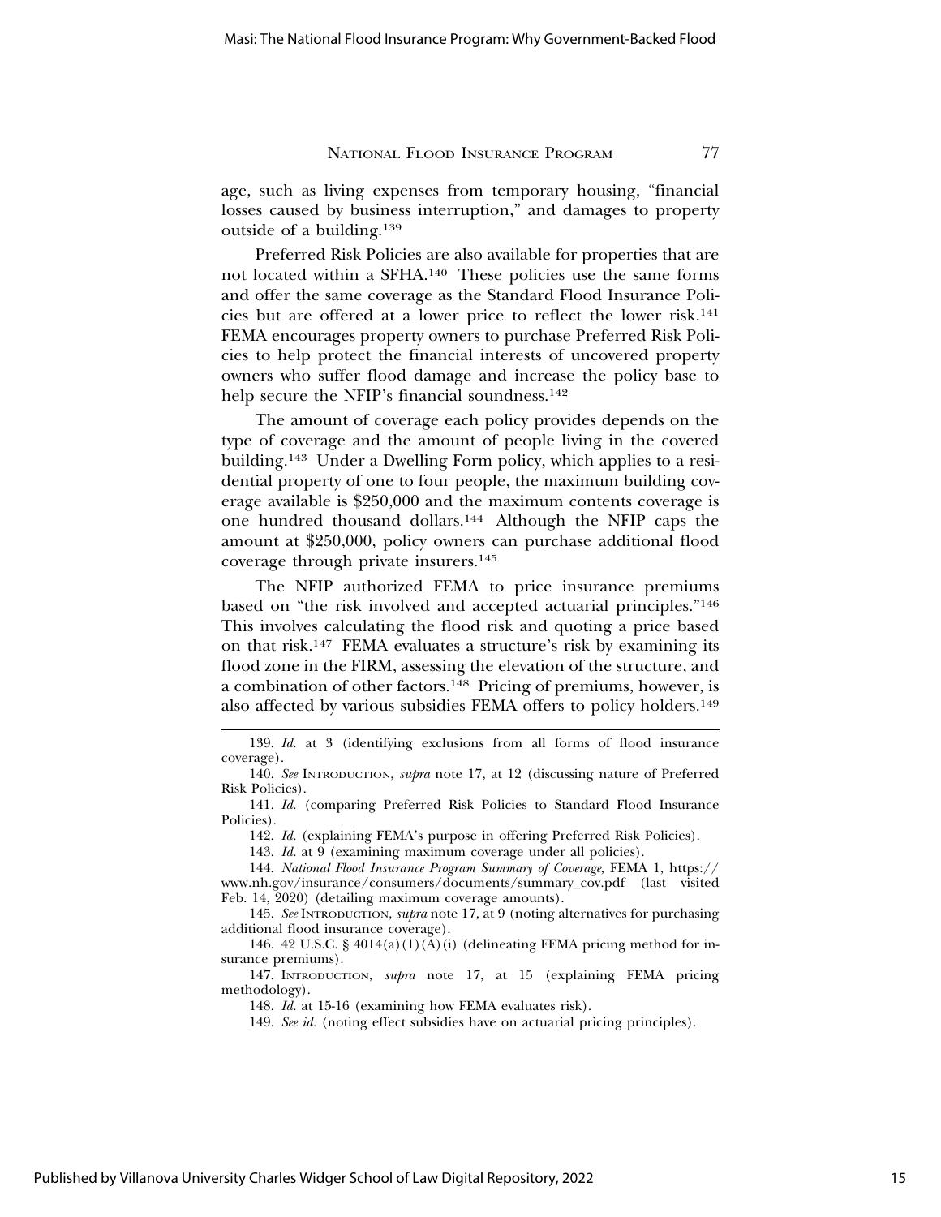age, such as living expenses from temporary housing, "financial losses caused by business interruption," and damages to property outside of a building.[139]

Preferred Risk Policies are also available for properties that are not located within a SFHA.[140] These policies use the same forms and offer the same coverage as the Standard Flood Insurance Policies but are offered at a lower price to reflect the lower risk.[141] FEMA encourages property owners to purchase Preferred Risk Policies to help protect the financial interests of uncovered property owners who suffer flood damage and increase the policy base to help secure the NFIP's financial soundness.[142]

The amount of coverage each policy provides depends on the type of coverage and the amount of people living in the covered building.[143] Under a Dwelling Form policy, which applies to a residential property of one to four people, the maximum building coverage available is $250,000 and the maximum contents coverage is one hundred thousand dollars.[144] Although the NFIP caps the amount at $250,000, policy owners can purchase additional flood coverage through private insurers.[145]

The NFIP authorized FEMA to price insurance premiums based on "the risk involved and accepted actuarial principles."[146] This involves calculating the flood risk and quoting a price based on that risk.[147] FEMA evaluates a structure's risk by examining its flood zone in the FIRM, assessing the elevation of the structure, and a combination of other factors.[148] Pricing of premiums, however, is also affected by various subsidies FEMA offers to policy holders.[149]

---

139. *Id.* at 3 (identifying exclusions from all forms of flood insurance coverage).

140. *See* INTRODUCTION, *supra* note 17, at 12 (discussing nature of Preferred Risk Policies).

141. *Id.* (comparing Preferred Risk Policies to Standard Flood Insurance Policies).

142. *Id.* (explaining FEMA's purpose in offering Preferred Risk Policies).

143. *Id.* at 9 (examining maximum coverage under all policies).

144. *National Flood Insurance Program Summary of Coverage*, FEMA 1, https://www.nh.gov/insurance/consumers/documents/summary_cov.pdf (last visited Feb. 14, 2020) (detailing maximum coverage amounts).

145. *See* INTRODUCTION, *supra* note 17, at 9 (noting alternatives for purchasing additional flood insurance coverage).

146. 42 U.S.C. § 4014(a)(1)(A)(i) (delineating FEMA pricing method for insurance premiums).

147. INTRODUCTION, *supra* note 17, at 15 (explaining FEMA pricing methodology).

148. *Id.* at 15-16 (examining how FEMA evaluates risk).

149. *See id.* (noting effect subsidies have on actuarial pricing principles).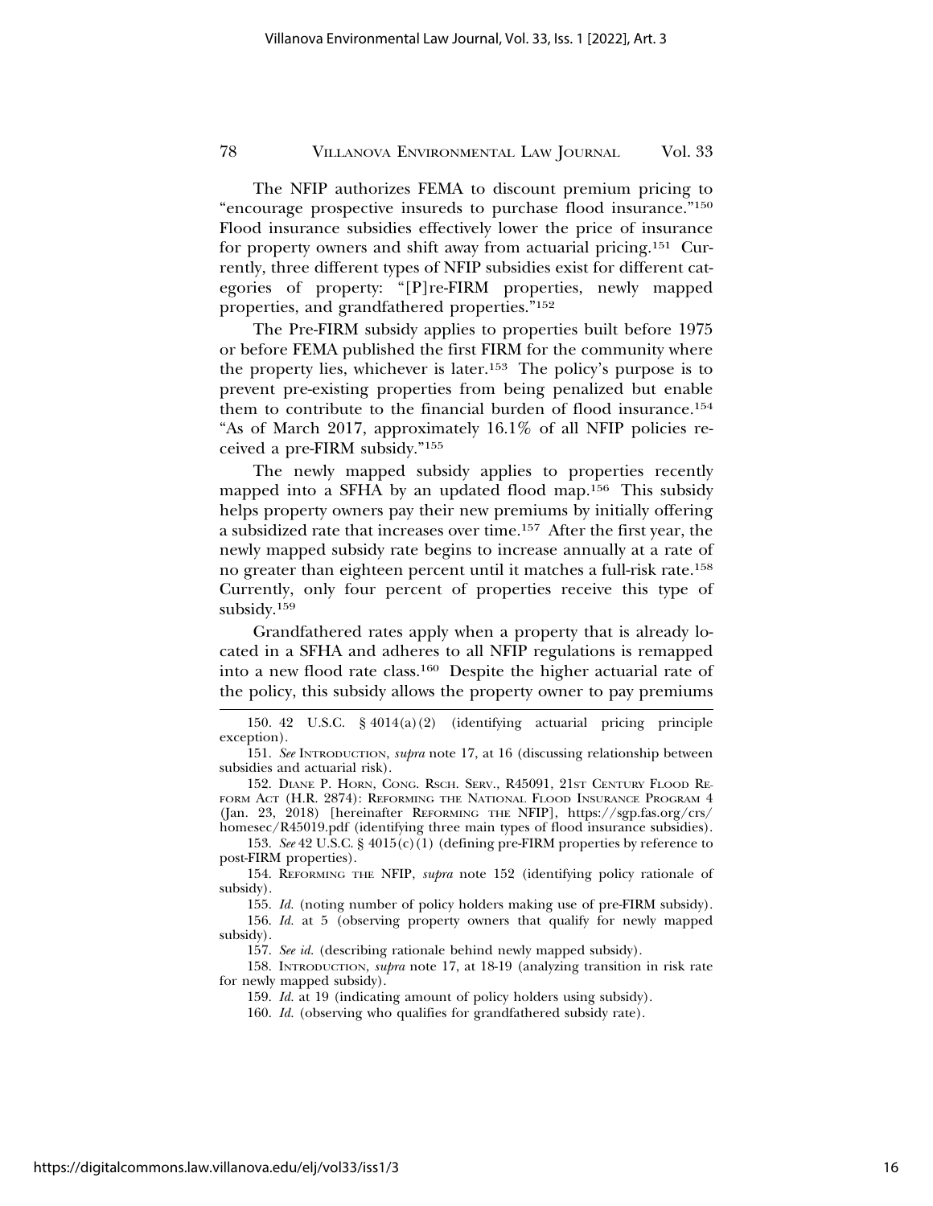The NFIP authorizes FEMA to discount premium pricing to "encourage prospective insureds to purchase flood insurance."[150] Flood insurance subsidies effectively lower the price of insurance for property owners and shift away from actuarial pricing.[151] Currently, three different types of NFIP subsidies exist for different categories of property: "[P]re-FIRM properties, newly mapped properties, and grandfathered properties."[152]

The Pre-FIRM subsidy applies to properties built before 1975 or before FEMA published the first FIRM for the community where the property lies, whichever is later.[153] The policy's purpose is to prevent pre-existing properties from being penalized but enable them to contribute to the financial burden of flood insurance.[154] "As of March 2017, approximately 16.1% of all NFIP policies received a pre-FIRM subsidy."[155]

The newly mapped subsidy applies to properties recently mapped into a SFHA by an updated flood map.[156] This subsidy helps property owners pay their new premiums by initially offering a subsidized rate that increases over time.[157] After the first year, the newly mapped subsidy rate begins to increase annually at a rate of no greater than eighteen percent until it matches a full-risk rate.[158] Currently, only four percent of properties receive this type of subsidy.[159]

Grandfathered rates apply when a property that is already located in a SFHA and adheres to all NFIP regulations is remapped into a new flood rate class.[160] Despite the higher actuarial rate of the policy, this subsidy allows the property owner to pay premiums

---

150. 42 U.S.C. § 4014(a)(2) (identifying actuarial pricing principle exception).

151. *See* INTRODUCTION, *supra* note 17, at 16 (discussing relationship between subsidies and actuarial risk).

152. DIANE P. HORN, CONG. RSCH. SERV., R45091, 21ST CENTURY FLOOD REFORM ACT (H.R. 2874): REFORMING THE NATIONAL FLOOD INSURANCE PROGRAM 4 (Jan. 23, 2018) [hereinafter REFORMING THE NFIP], https://sgp.fas.org/crs/homesec/R45019.pdf (identifying three main types of flood insurance subsidies).

153. *See* 42 U.S.C. § 4015(c)(1) (defining pre-FIRM properties by reference to post-FIRM properties).

154. REFORMING THE NFIP, *supra* note 152 (identifying policy rationale of subsidy).

155. *Id.* (noting number of policy holders making use of pre-FIRM subsidy).

156. *Id.* at 5 (observing property owners that qualify for newly mapped subsidy).

157. *See id.* (describing rationale behind newly mapped subsidy).

158. INTRODUCTION, *supra* note 17, at 18-19 (analyzing transition in risk rate for newly mapped subsidy).

159. *Id.* at 19 (indicating amount of policy holders using subsidy).

160. *Id.* (observing who qualifies for grandfathered subsidy rate).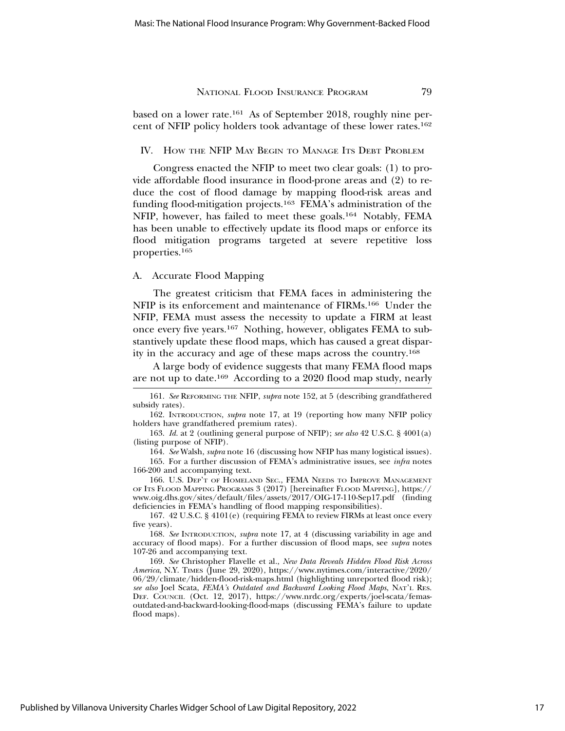based on a lower rate.[161] As of September 2018, roughly nine percent of NFIP policy holders took advantage of these lower rates.[162]

## IV. How the NFIP May Begin to Manage Its Debt Problem

Congress enacted the NFIP to meet two clear goals: (1) to provide affordable flood insurance in flood-prone areas and (2) to reduce the cost of flood damage by mapping flood-risk areas and funding flood-mitigation projects.[163] FEMA's administration of the NFIP, however, has failed to meet these goals.[164] Notably, FEMA has been unable to effectively update its flood maps or enforce its flood mitigation programs targeted at severe repetitive loss properties.[165]

### A. Accurate Flood Mapping

The greatest criticism that FEMA faces in administering the NFIP is its enforcement and maintenance of FIRMs.[166] Under the NFIP, FEMA must assess the necessity to update a FIRM at least once every five years.[167] Nothing, however, obligates FEMA to substantively update these flood maps, which has caused a great disparity in the accuracy and age of these maps across the country.[168]

A large body of evidence suggests that many FEMA flood maps are not up to date.[169] According to a 2020 flood map study, nearly

---

161. *See* Reforming the NFIP, *supra* note 152, at 5 (describing grandfathered subsidy rates).

162. Introduction, *supra* note 17, at 19 (reporting how many NFIP policy holders have grandfathered premium rates).

163. *Id.* at 2 (outlining general purpose of NFIP); *see also* 42 U.S.C. § 4001(a) (listing purpose of NFIP).

164. *See* Walsh, *supra* note 16 (discussing how NFIP has many logistical issues).

165. For a further discussion of FEMA's administrative issues, see *infra* notes 166-200 and accompanying text.

166. U.S. Dep't of Homeland Sec., FEMA Needs to Improve Management of Its Flood Mapping Programs 3 (2017) [hereinafter Flood Mapping], https://www.oig.dhs.gov/sites/default/files/assets/2017/OIG-17-110-Sep17.pdf (finding deficiencies in FEMA's handling of flood mapping responsibilities).

167. 42 U.S.C. § 4101(e) (requiring FEMA to review FIRMs at least once every five years).

168. *See* Introduction, *supra* note 17, at 4 (discussing variability in age and accuracy of flood maps). For a further discussion of flood maps, see *supra* notes 107-26 and accompanying text.

169. *See* Christopher Flavelle et al., *New Data Reveals Hidden Flood Risk Across America*, N.Y. Times (June 29, 2020), https://www.nytimes.com/interactive/2020/06/29/climate/hidden-flood-risk-maps.html (highlighting unreported flood risk); *see also* Joel Scata, *FEMA's Outdated and Backward Looking Flood Maps*, Nat'l Res. Def. Council (Oct. 12, 2017), https://www.nrdc.org/experts/joel-scata/femas-outdated-and-backward-looking-flood-maps (discussing FEMA's failure to update flood maps).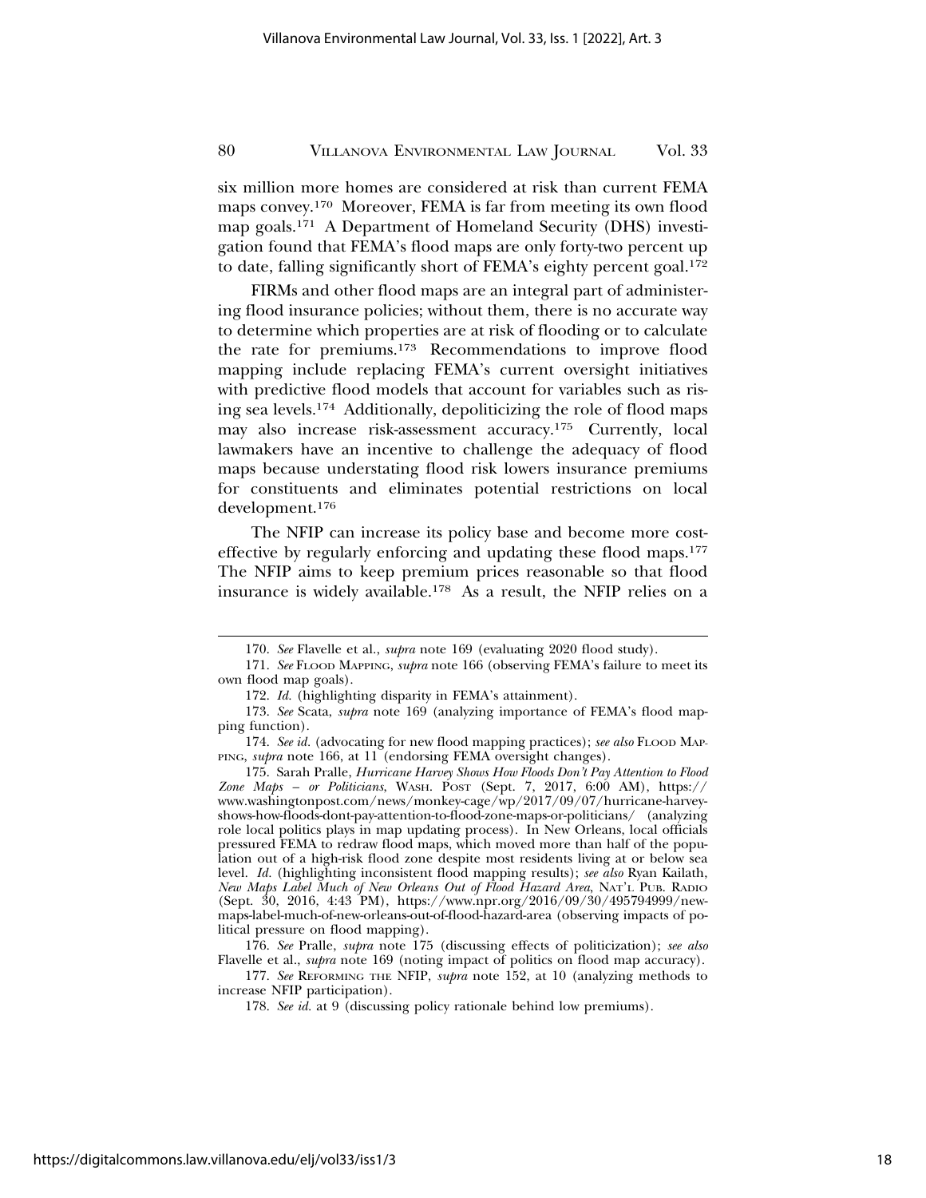six million more homes are considered at risk than current FEMA maps convey.[170] Moreover, FEMA is far from meeting its own flood map goals.[171] A Department of Homeland Security (DHS) investigation found that FEMA's flood maps are only forty-two percent up to date, falling significantly short of FEMA's eighty percent goal.[172]

FIRMs and other flood maps are an integral part of administering flood insurance policies; without them, there is no accurate way to determine which properties are at risk of flooding or to calculate the rate for premiums.[173] Recommendations to improve flood mapping include replacing FEMA's current oversight initiatives with predictive flood models that account for variables such as rising sea levels.[174] Additionally, depoliticizing the role of flood maps may also increase risk-assessment accuracy.[175] Currently, local lawmakers have an incentive to challenge the adequacy of flood maps because understating flood risk lowers insurance premiums for constituents and eliminates potential restrictions on local development.[176]

The NFIP can increase its policy base and become more cost-effective by regularly enforcing and updating these flood maps.[177] The NFIP aims to keep premium prices reasonable so that flood insurance is widely available.[178] As a result, the NFIP relies on a

---

170. *See* Flavelle et al., *supra* note 169 (evaluating 2020 flood study).

171. *See* FLOOD MAPPING, *supra* note 166 (observing FEMA's failure to meet its own flood map goals).

172. *Id.* (highlighting disparity in FEMA's attainment).

173. *See* Scata, *supra* note 169 (analyzing importance of FEMA's flood mapping function).

174. *See id.* (advocating for new flood mapping practices); *see also* FLOOD MAPPING, *supra* note 166, at 11 (endorsing FEMA oversight changes).

175. Sarah Pralle, *Hurricane Harvey Shows How Floods Don't Pay Attention to Flood Zone Maps – or Politicians*, WASH. POST (Sept. 7, 2017, 6:00 AM), https://www.washingtonpost.com/news/monkey-cage/wp/2017/09/07/hurricane-harvey-shows-how-floods-dont-pay-attention-to-flood-zone-maps-or-politicians/ (analyzing role local politics plays in map updating process). In New Orleans, local officials pressured FEMA to redraw flood maps, which moved more than half of the population out of a high-risk flood zone despite most residents living at or below sea level. *Id.* (highlighting inconsistent flood mapping results); *see also* Ryan Kailath, *New Maps Label Much of New Orleans Out of Flood Hazard Area*, NAT'L PUB. RADIO (Sept. 30, 2016, 4:43 PM), https://www.npr.org/2016/09/30/495794999/new-maps-label-much-of-new-orleans-out-of-flood-hazard-area (observing impacts of political pressure on flood mapping).

176. *See* Pralle, *supra* note 175 (discussing effects of politicization); *see also* Flavelle et al., *supra* note 169 (noting impact of politics on flood map accuracy).

177. *See* REFORMING THE NFIP, *supra* note 152, at 10 (analyzing methods to increase NFIP participation).

178. *See id.* at 9 (discussing policy rationale behind low premiums).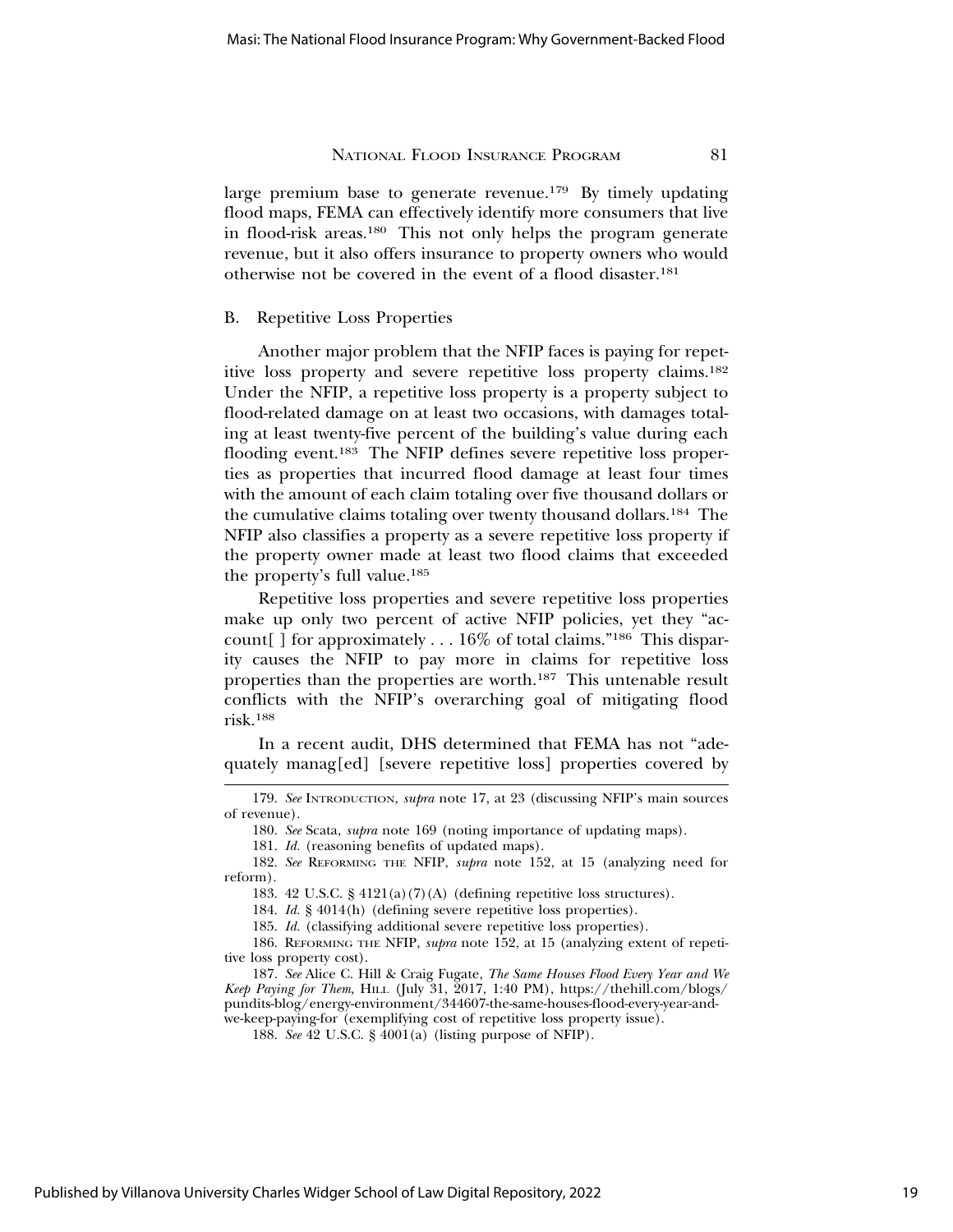large premium base to generate revenue.[179] By timely updating flood maps, FEMA can effectively identify more consumers that live in flood-risk areas.[180] This not only helps the program generate revenue, but it also offers insurance to property owners who would otherwise not be covered in the event of a flood disaster.[181]

### B. Repetitive Loss Properties

Another major problem that the NFIP faces is paying for repetitive loss property and severe repetitive loss property claims.[182] Under the NFIP, a repetitive loss property is a property subject to flood-related damage on at least two occasions, with damages totaling at least twenty-five percent of the building's value during each flooding event.[183] The NFIP defines severe repetitive loss properties as properties that incurred flood damage at least four times with the amount of each claim totaling over five thousand dollars or the cumulative claims totaling over twenty thousand dollars.[184] The NFIP also classifies a property as a severe repetitive loss property if the property owner made at least two flood claims that exceeded the property's full value.[185]

Repetitive loss properties and severe repetitive loss properties make up only two percent of active NFIP policies, yet they "account[ ] for approximately . . . 16% of total claims."[186] This disparity causes the NFIP to pay more in claims for repetitive loss properties than the properties are worth.[187] This untenable result conflicts with the NFIP's overarching goal of mitigating flood risk.[188]

In a recent audit, DHS determined that FEMA has not "adequately manag[ed] [severe repetitive loss] properties covered by

---

179. *See* Introduction, *supra* note 17, at 23 (discussing NFIP's main sources of revenue).

180. *See* Scata, *supra* note 169 (noting importance of updating maps).

181. *Id.* (reasoning benefits of updated maps).

182. *See* Reforming the NFIP, *supra* note 152, at 15 (analyzing need for reform).

183. 42 U.S.C. § 4121(a)(7)(A) (defining repetitive loss structures).

184. *Id.* § 4014(h) (defining severe repetitive loss properties).

185. *Id.* (classifying additional severe repetitive loss properties).

186. Reforming the NFIP, *supra* note 152, at 15 (analyzing extent of repetitive loss property cost).

187. *See* Alice C. Hill & Craig Fugate, *The Same Houses Flood Every Year and We Keep Paying for Them*, Hill (July 31, 2017, 1:40 PM), https://thehill.com/blogs/pundits-blog/energy-environment/344607-the-same-houses-flood-every-year-and-we-keep-paying-for (exemplifying cost of repetitive loss property issue).

188. *See* 42 U.S.C. § 4001(a) (listing purpose of NFIP).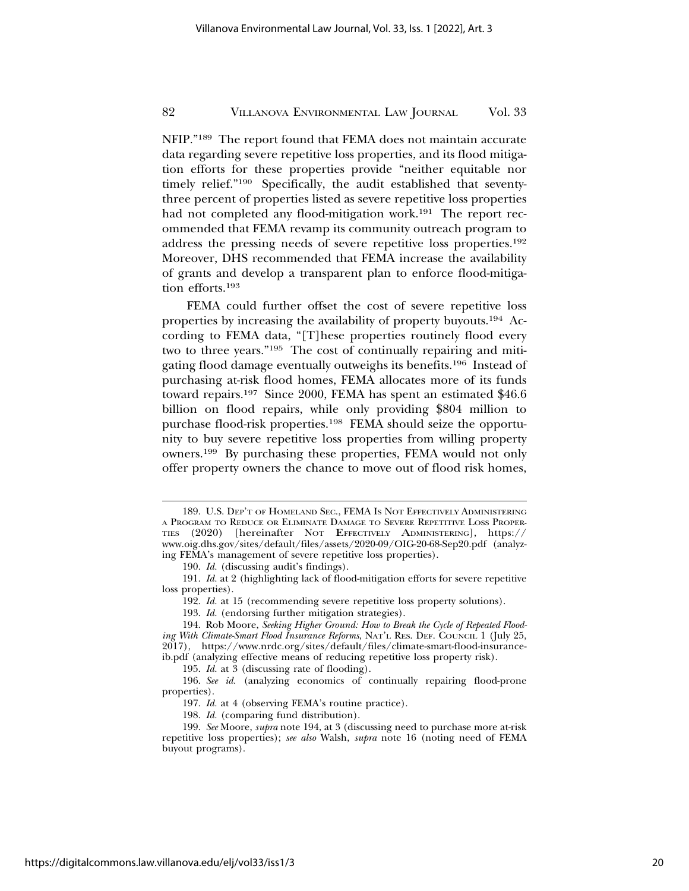NFIP."[189] The report found that FEMA does not maintain accurate data regarding severe repetitive loss properties, and its flood mitigation efforts for these properties provide "neither equitable nor timely relief."[190] Specifically, the audit established that seventy-three percent of properties listed as severe repetitive loss properties had not completed any flood-mitigation work.[191] The report recommended that FEMA revamp its community outreach program to address the pressing needs of severe repetitive loss properties.[192] Moreover, DHS recommended that FEMA increase the availability of grants and develop a transparent plan to enforce flood-mitigation efforts.[193]

FEMA could further offset the cost of severe repetitive loss properties by increasing the availability of property buyouts.[194] According to FEMA data, "[T]hese properties routinely flood every two to three years."[195] The cost of continually repairing and mitigating flood damage eventually outweighs its benefits.[196] Instead of purchasing at-risk flood homes, FEMA allocates more of its funds toward repairs.[197] Since 2000, FEMA has spent an estimated $46.6 billion on flood repairs, while only providing $804 million to purchase flood-risk properties.[198] FEMA should seize the opportunity to buy severe repetitive loss properties from willing property owners.[199] By purchasing these properties, FEMA would not only offer property owners the chance to move out of flood risk homes,

---

189. U.S. Dep't of Homeland Sec., FEMA Is Not Effectively Administering a Program to Reduce or Eliminate Damage to Severe Repetitive Loss Properties (2020) [hereinafter Not Effectively Administering], https://www.oig.dhs.gov/sites/default/files/assets/2020-09/OIG-20-68-Sep20.pdf (analyzing FEMA's management of severe repetitive loss properties).

190. *Id.* (discussing audit's findings).

191. *Id.* at 2 (highlighting lack of flood-mitigation efforts for severe repetitive loss properties).

192. *Id.* at 15 (recommending severe repetitive loss property solutions).

193. *Id.* (endorsing further mitigation strategies).

194. Rob Moore, *Seeking Higher Ground: How to Break the Cycle of Repeated Flooding With Climate-Smart Flood Insurance Reforms*, Nat'l Res. Def. Council 1 (July 25, 2017), https://www.nrdc.org/sites/default/files/climate-smart-flood-insurance-ib.pdf (analyzing effective means of reducing repetitive loss property risk).

195. *Id.* at 3 (discussing rate of flooding).

196. *See id.* (analyzing economics of continually repairing flood-prone properties).

197. *Id.* at 4 (observing FEMA's routine practice).

198. *Id.* (comparing fund distribution).

199. *See* Moore, *supra* note 194, at 3 (discussing need to purchase more at-risk repetitive loss properties); *see also* Walsh, *supra* note 16 (noting need of FEMA buyout programs).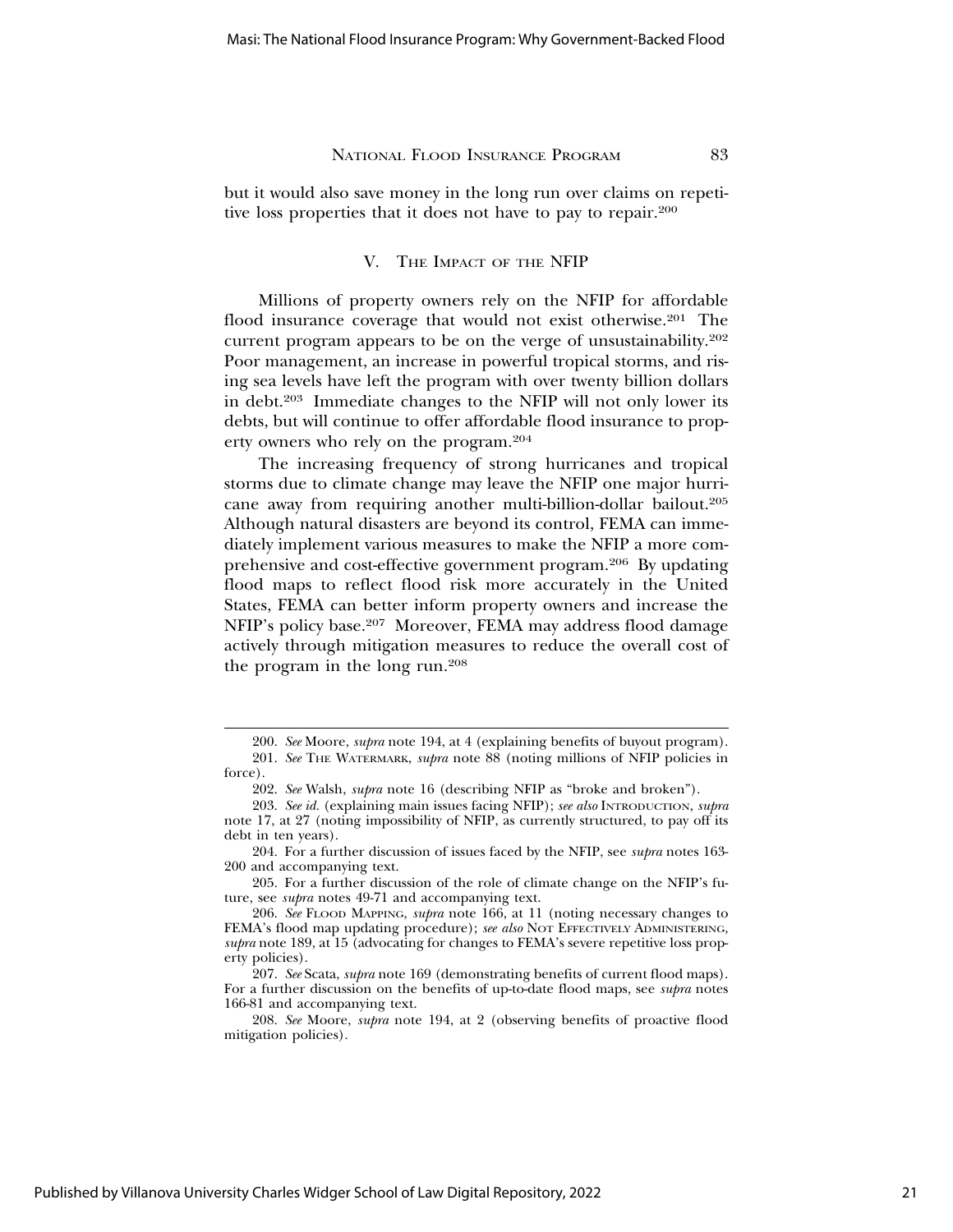but it would also save money in the long run over claims on repetitive loss properties that it does not have to pay to repair.[200]

## V. The Impact of the NFIP

Millions of property owners rely on the NFIP for affordable flood insurance coverage that would not exist otherwise.[201] The current program appears to be on the verge of unsustainability.[202] Poor management, an increase in powerful tropical storms, and rising sea levels have left the program with over twenty billion dollars in debt.[203] Immediate changes to the NFIP will not only lower its debts, but will continue to offer affordable flood insurance to property owners who rely on the program.[204]

The increasing frequency of strong hurricanes and tropical storms due to climate change may leave the NFIP one major hurricane away from requiring another multi-billion-dollar bailout.[205] Although natural disasters are beyond its control, FEMA can immediately implement various measures to make the NFIP a more comprehensive and cost-effective government program.[206] By updating flood maps to reflect flood risk more accurately in the United States, FEMA can better inform property owners and increase the NFIP's policy base.[207] Moreover, FEMA may address flood damage actively through mitigation measures to reduce the overall cost of the program in the long run.[208]

---

200. *See* Moore, *supra* note 194, at 4 (explaining benefits of buyout program).

201. *See* The Watermark, *supra* note 88 (noting millions of NFIP policies in force).

202. *See* Walsh, *supra* note 16 (describing NFIP as "broke and broken").

203. *See id.* (explaining main issues facing NFIP); *see also* Introduction, *supra* note 17, at 27 (noting impossibility of NFIP, as currently structured, to pay off its debt in ten years).

204. For a further discussion of issues faced by the NFIP, see *supra* notes 163-200 and accompanying text.

205. For a further discussion of the role of climate change on the NFIP's future, see *supra* notes 49-71 and accompanying text.

206. *See* Flood Mapping, *supra* note 166, at 11 (noting necessary changes to FEMA's flood map updating procedure); *see also* Not Effectively Administering, *supra* note 189, at 15 (advocating for changes to FEMA's severe repetitive loss property policies).

207. *See* Scata, *supra* note 169 (demonstrating benefits of current flood maps). For a further discussion on the benefits of up-to-date flood maps, see *supra* notes 166-81 and accompanying text.

208. *See* Moore, *supra* note 194, at 2 (observing benefits of proactive flood mitigation policies).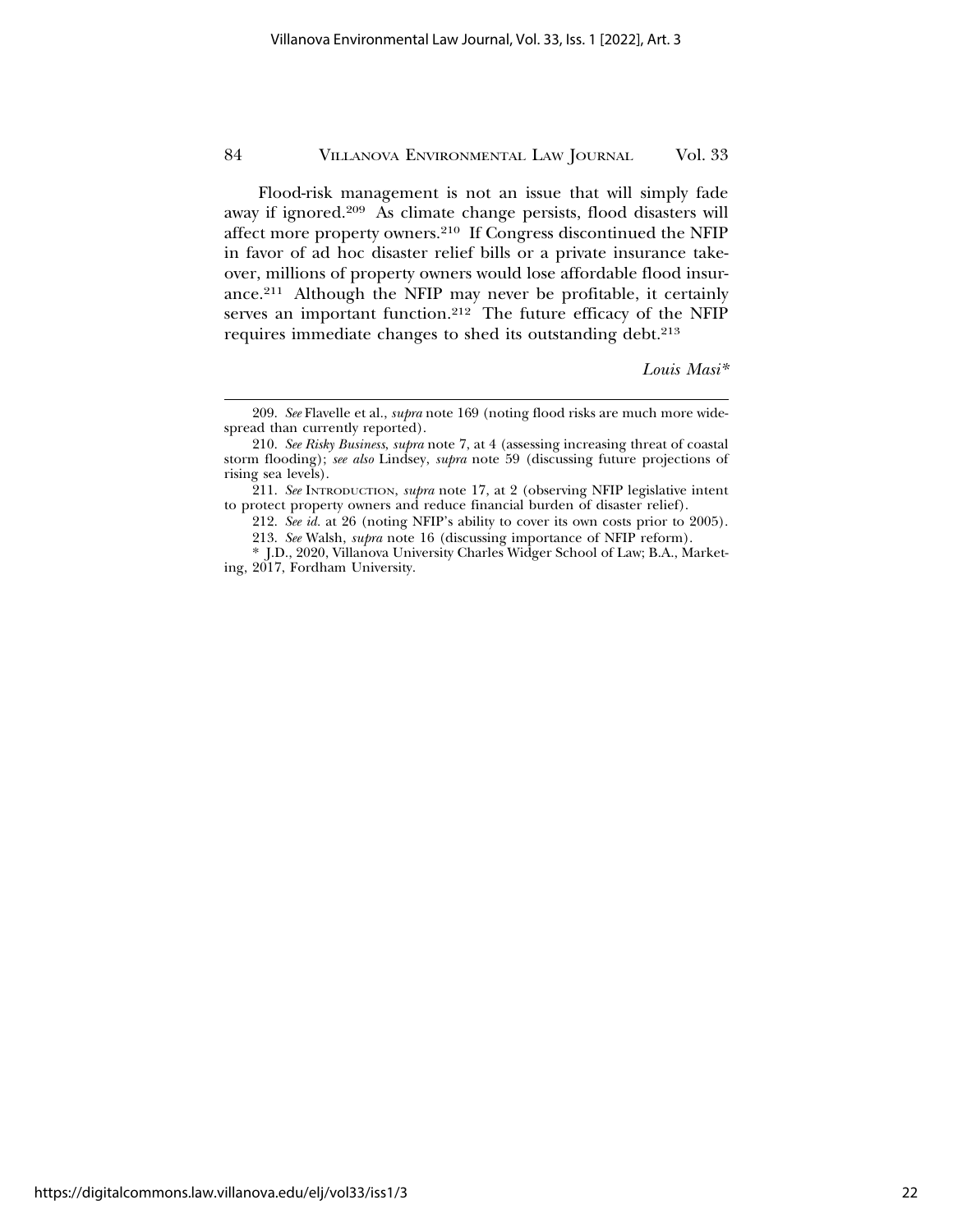Flood-risk management is not an issue that will simply fade away if ignored.[209] As climate change persists, flood disasters will affect more property owners.[210] If Congress discontinued the NFIP in favor of ad hoc disaster relief bills or a private insurance takeover, millions of property owners would lose affordable flood insurance.[211] Although the NFIP may never be profitable, it certainly serves an important function.[212] The future efficacy of the NFIP requires immediate changes to shed its outstanding debt.[213]

*Louis Masi\**

---

209. *See* Flavelle et al., *supra* note 169 (noting flood risks are much more widespread than currently reported).

210. *See Risky Business*, *supra* note 7, at 4 (assessing increasing threat of coastal storm flooding); *see also* Lindsey, *supra* note 59 (discussing future projections of rising sea levels).

211. *See* INTRODUCTION, *supra* note 17, at 2 (observing NFIP legislative intent to protect property owners and reduce financial burden of disaster relief).

212. *See id.* at 26 (noting NFIP's ability to cover its own costs prior to 2005).

213. *See* Walsh, *supra* note 16 (discussing importance of NFIP reform).

\* J.D., 2020, Villanova University Charles Widger School of Law; B.A., Marketing, 2017, Fordham University.